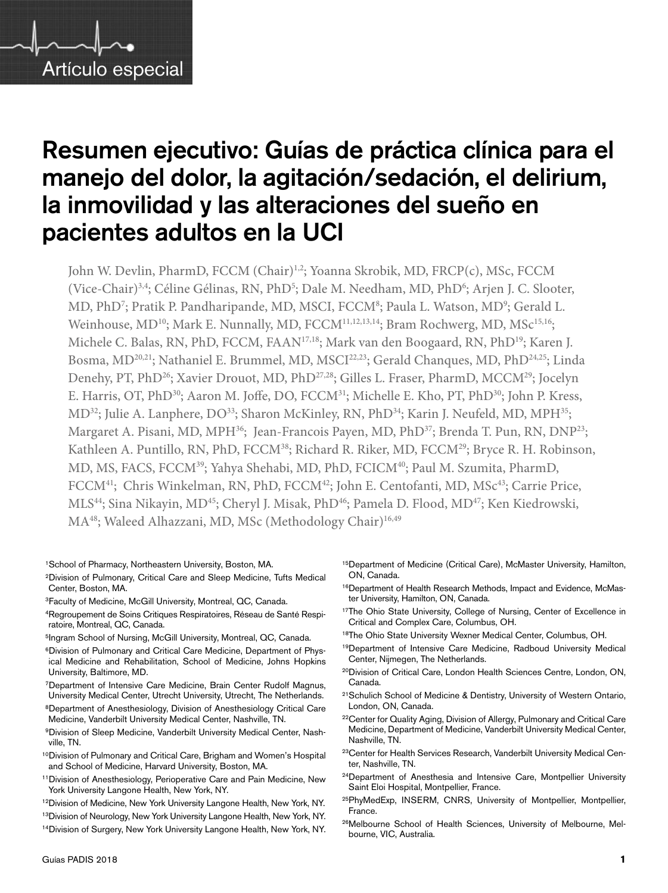Artículo especial

# Resumen ejecutivo: Guías de práctica clínica para el manejo del dolor, la agitación/sedación, el delirium, la inmovilidad y las alteraciones del sueño en pacientes adultos en la UCI

John W. Devlin, PharmD, FCCM (Chair)[1,2]; Yoanna Skrobik, MD, FRCP(c), MSc, FCCM (Vice-Chair)[3,4]; Céline Gélinas, RN, PhD[5]; Dale M. Needham, MD, PhD[6]; Arjen J. C. Slooter, MD, PhD[7]; Pratik P. Pandharipande, MD, MSCI, FCCM[8]; Paula L. Watson, MD[9]; Gerald L. Weinhouse, MD[10]; Mark E. Nunnally, MD, FCCM[11,12,13,14]; Bram Rochwerg, MD, MSc[15,16]; Michele C. Balas, RN, PhD, FCCM, FAAN[17,18]; Mark van den Boogaard, RN, PhD[19]; Karen J. Bosma, MD[20,21]; Nathaniel E. Brummel, MD, MSCI[22,23]; Gerald Chanques, MD, PhD[24,25]; Linda Denehy, PT, PhD[26]; Xavier Drouot, MD, PhD[27,28]; Gilles L. Fraser, PharmD, MCCM[29]; Jocelyn E. Harris, OT, PhD[30]; Aaron M. Joffe, DO, FCCM[31]; Michelle E. Kho, PT, PhD[30]; John P. Kress, MD[32]; Julie A. Lanphere, DO[33]; Sharon McKinley, RN, PhD[34]; Karin J. Neufeld, MD, MPH[35]; Margaret A. Pisani, MD, MPH[36]; Jean-Francois Payen, MD, PhD[37]; Brenda T. Pun, RN, DNP[23]; Kathleen A. Puntillo, RN, PhD, FCCM[38]; Richard R. Riker, MD, FCCM[29]; Bryce R. H. Robinson, MD, MS, FACS, FCCM[39]; Yahya Shehabi, MD, PhD, FCICM[40]; Paul M. Szumita, PharmD, FCCM[41]; Chris Winkelman, RN, PhD, FCCM[42]; John E. Centofanti, MD, MSc[43]; Carrie Price, MLS[44]; Sina Nikayin, MD[45]; Cheryl J. Misak, PhD[46]; Pamela D. Flood, MD[47]; Ken Kiedrowski, MA[48]; Waleed Alhazzani, MD, MSc (Methodology Chair)[16,49]

[1]School of Pharmacy, Northeastern University, Boston, MA.
[2]Division of Pulmonary, Critical Care and Sleep Medicine, Tufts Medical Center, Boston, MA.
[3]Faculty of Medicine, McGill University, Montreal, QC, Canada.
[4]Regroupement de Soins Critiques Respiratoires, Réseau de Santé Respiratoire, Montreal, QC, Canada.
[5]Ingram School of Nursing, McGill University, Montreal, QC, Canada.
[6]Division of Pulmonary and Critical Care Medicine, Department of Physical Medicine and Rehabilitation, School of Medicine, Johns Hopkins University, Baltimore, MD.
[7]Department of Intensive Care Medicine, Brain Center Rudolf Magnus, University Medical Center, Utrecht University, Utrecht, The Netherlands.
[8]Department of Anesthesiology, Division of Anesthesiology Critical Care Medicine, Vanderbilt University Medical Center, Nashville, TN.
[9]Division of Sleep Medicine, Vanderbilt University Medical Center, Nashville, TN.
[10]Division of Pulmonary and Critical Care, Brigham and Women's Hospital and School of Medicine, Harvard University, Boston, MA.
[11]Division of Anesthesiology, Perioperative Care and Pain Medicine, New York University Langone Health, New York, NY.
[12]Division of Medicine, New York University Langone Health, New York, NY.
[13]Division of Neurology, New York University Langone Health, New York, NY.
[14]Division of Surgery, New York University Langone Health, New York, NY.
[15]Department of Medicine (Critical Care), McMaster University, Hamilton, ON, Canada.
[16]Department of Health Research Methods, Impact and Evidence, McMaster University, Hamilton, ON, Canada.
[17]The Ohio State University, College of Nursing, Center of Excellence in Critical and Complex Care, Columbus, OH.
[18]The Ohio State University Wexner Medical Center, Columbus, OH.
[19]Department of Intensive Care Medicine, Radboud University Medical Center, Nijmegen, The Netherlands.
[20]Division of Critical Care, London Health Sciences Centre, London, ON, Canada.
[21]Schulich School of Medicine & Dentistry, University of Western Ontario, London, ON, Canada.
[22]Center for Quality Aging, Division of Allergy, Pulmonary and Critical Care Medicine, Department of Medicine, Vanderbilt University Medical Center, Nashville, TN.
[23]Center for Health Services Research, Vanderbilt University Medical Center, Nashville, TN.
[24]Department of Anesthesia and Intensive Care, Montpellier University Saint Eloi Hospital, Montpellier, France.
[25]PhyMedExp, INSERM, CNRS, University of Montpellier, Montpellier, France.
[26]Melbourne School of Health Sciences, University of Melbourne, Melbourne, VIC, Australia.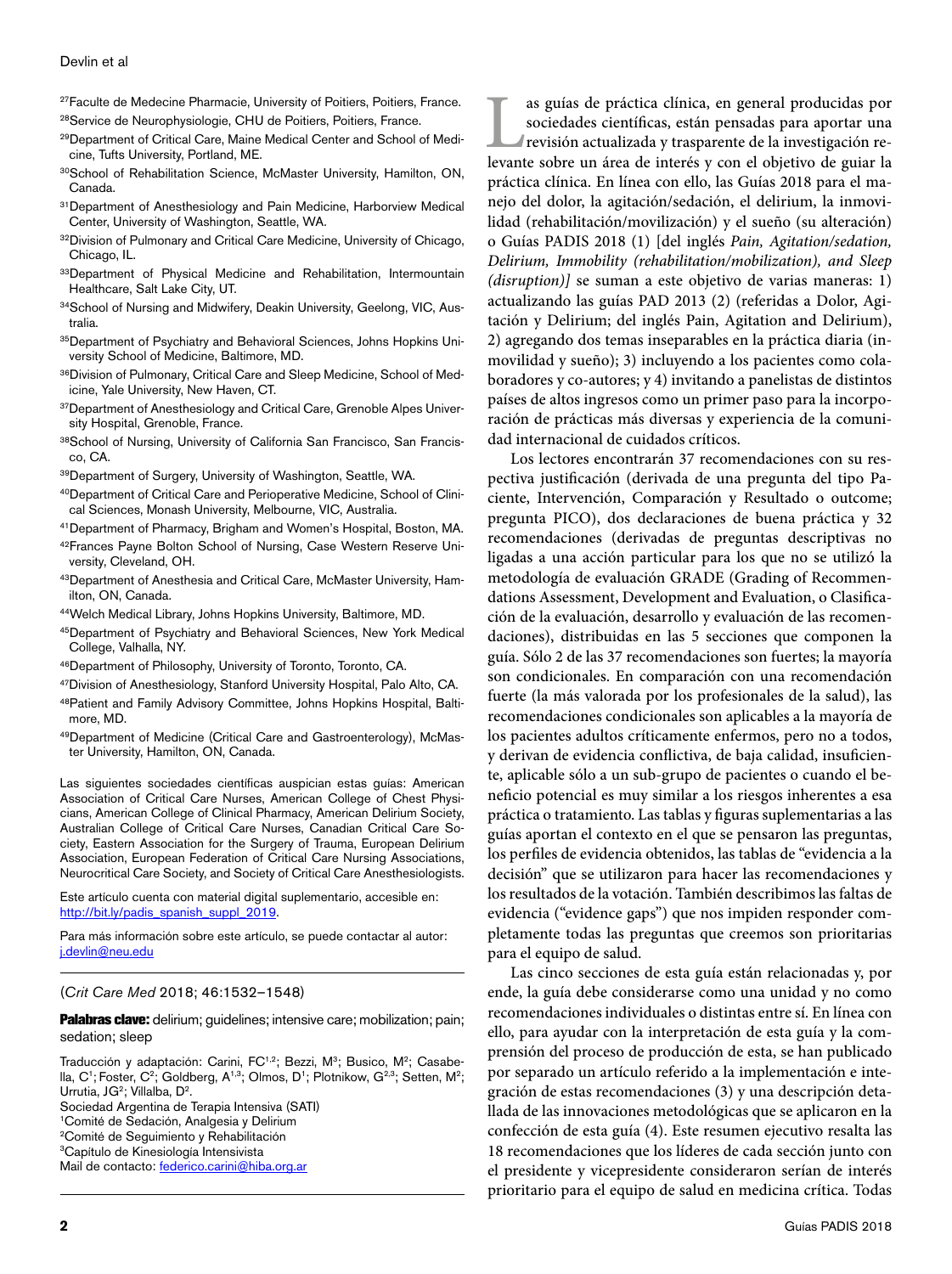[27]Faculte de Medecine Pharmacie, University of Poitiers, Poitiers, France.
[28]Service de Neurophysiologie, CHU de Poitiers, Poitiers, France.
[29]Department of Critical Care, Maine Medical Center and School of Medicine, Tufts University, Portland, ME.
[30]School of Rehabilitation Science, McMaster University, Hamilton, ON, Canada.
[31]Department of Anesthesiology and Pain Medicine, Harborview Medical Center, University of Washington, Seattle, WA.
[32]Division of Pulmonary and Critical Care Medicine, University of Chicago, Chicago, IL.
[33]Department of Physical Medicine and Rehabilitation, Intermountain Healthcare, Salt Lake City, UT.
[34]School of Nursing and Midwifery, Deakin University, Geelong, VIC, Australia.
[35]Department of Psychiatry and Behavioral Sciences, Johns Hopkins University School of Medicine, Baltimore, MD.
[36]Division of Pulmonary, Critical Care and Sleep Medicine, School of Medicine, Yale University, New Haven, CT.
[37]Department of Anesthesiology and Critical Care, Grenoble Alpes University Hospital, Grenoble, France.
[38]School of Nursing, University of California San Francisco, San Francisco, CA.
[39]Department of Surgery, University of Washington, Seattle, WA.
[40]Department of Critical Care and Perioperative Medicine, School of Clinical Sciences, Monash University, Melbourne, VIC, Australia.
[41]Department of Pharmacy, Brigham and Women's Hospital, Boston, MA.
[42]Frances Payne Bolton School of Nursing, Case Western Reserve University, Cleveland, OH.
[43]Department of Anesthesia and Critical Care, McMaster University, Hamilton, ON, Canada.
[44]Welch Medical Library, Johns Hopkins University, Baltimore, MD.
[45]Department of Psychiatry and Behavioral Sciences, New York Medical College, Valhalla, NY.
[46]Department of Philosophy, University of Toronto, Toronto, CA.
[47]Division of Anesthesiology, Stanford University Hospital, Palo Alto, CA.
[48]Patient and Family Advisory Committee, Johns Hopkins Hospital, Baltimore, MD.
[49]Department of Medicine (Critical Care and Gastroenterology), McMaster University, Hamilton, ON, Canada.

Las siguientes sociedades científicas auspician estas guías: American Association of Critical Care Nurses, American College of Chest Physicians, American College of Clinical Pharmacy, American Delirium Society, Australian College of Critical Care Nurses, Canadian Critical Care Society, Eastern Association for the Surgery of Trauma, European Delirium Association, European Federation of Critical Care Nursing Associations, Neurocritical Care Society, and Society of Critical Care Anesthesiologists.

Este artículo cuenta con material digital suplementario, accesible en: http://bit.ly/padis_spanish_suppl_2019.

Para más información sobre este artículo, se puede contactar al autor: j.devlin@neu.edu

(*Crit Care Med* 2018; 46:1532–1548)

**Palabras clave:** delirium; guidelines; intensive care; mobilization; pain; sedation; sleep

Traducción y adaptación: Carini, FC[1,2]; Bezzi, M[3]; Busico, M[2]; Casabella, C[1]; Foster, C[2]; Goldberg, A[1,3]; Olmos, D[1]; Plotnikow, G[2,3]; Setten, M[2]; Urrutia, JG[2]; Villalba, D[2].
Sociedad Argentina de Terapia Intensiva (SATI)
[1]Comité de Sedación, Analgesia y Delirium
[2]Comité de Seguimiento y Rehabilitación
[3]Capítulo de Kinesiología Intensivista
Mail de contacto: federico.carini@hiba.org.ar

Las guías de práctica clínica, en general producidas por sociedades científicas, están pensadas para aportar una revisión actualizada y trasparente de la investigación relevante sobre un área de interés y con el objetivo de guiar la práctica clínica. En línea con ello, las Guías 2018 para el manejo del dolor, la agitación/sedación, el delirium, la inmovilidad (rehabilitación/movilización) y el sueño (su alteración) o Guías PADIS 2018 (1) [del inglés *Pain, Agitation/sedation, Delirium, Immobility (rehabilitation/mobilization), and Sleep (disruption)]* se suman a este objetivo de varias maneras: 1) actualizando las guías PAD 2013 (2) (referidas a Dolor, Agitación y Delirium; del inglés Pain, Agitation and Delirium), 2) agregando dos temas inseparables en la práctica diaria (inmovilidad y sueño); 3) incluyendo a los pacientes como colaboradores y co-autores; y 4) invitando a panelistas de distintos países de altos ingresos como un primer paso para la incorporación de prácticas más diversas y experiencia de la comunidad internacional de cuidados críticos.

Los lectores encontrarán 37 recomendaciones con su respectiva justificación (derivada de una pregunta del tipo Paciente, Intervención, Comparación y Resultado o outcome; pregunta PICO), dos declaraciones de buena práctica y 32 recomendaciones (derivadas de preguntas descriptivas no ligadas a una acción particular para los que no se utilizó la metodología de evaluación GRADE (Grading of Recommendations Assessment, Development and Evaluation, o Clasificación de la evaluación, desarrollo y evaluación de las recomendaciones), distribuidas en las 5 secciones que componen la guía. Sólo 2 de las 37 recomendaciones son fuertes; la mayoría son condicionales. En comparación con una recomendación fuerte (la más valorada por los profesionales de la salud), las recomendaciones condicionales son aplicables a la mayoría de los pacientes adultos críticamente enfermos, pero no a todos, y derivan de evidencia conflictiva, de baja calidad, insuficiente, aplicable sólo a un sub-grupo de pacientes o cuando el beneficio potencial es muy similar a los riesgos inherentes a esa práctica o tratamiento. Las tablas y figuras suplementarias a las guías aportan el contexto en el que se pensaron las preguntas, los perfiles de evidencia obtenidos, las tablas de "evidencia a la decisión" que se utilizaron para hacer las recomendaciones y los resultados de la votación. También describimos las faltas de evidencia ("evidence gaps") que nos impiden responder completamente todas las preguntas que creemos son prioritarias para el equipo de salud.

Las cinco secciones de esta guía están relacionadas y, por ende, la guía debe considerarse como una unidad y no como recomendaciones individuales o distintas entre sí. En línea con ello, para ayudar con la interpretación de esta guía y la comprensión del proceso de producción de esta, se han publicado por separado un artículo referido a la implementación e integración de estas recomendaciones (3) y una descripción detallada de las innovaciones metodológicas que se aplicaron en la confección de esta guía (4). Este resumen ejecutivo resalta las 18 recomendaciones que los líderes de cada sección junto con el presidente y vicepresidente consideraron serían de interés prioritario para el equipo de salud en medicina crítica. Todas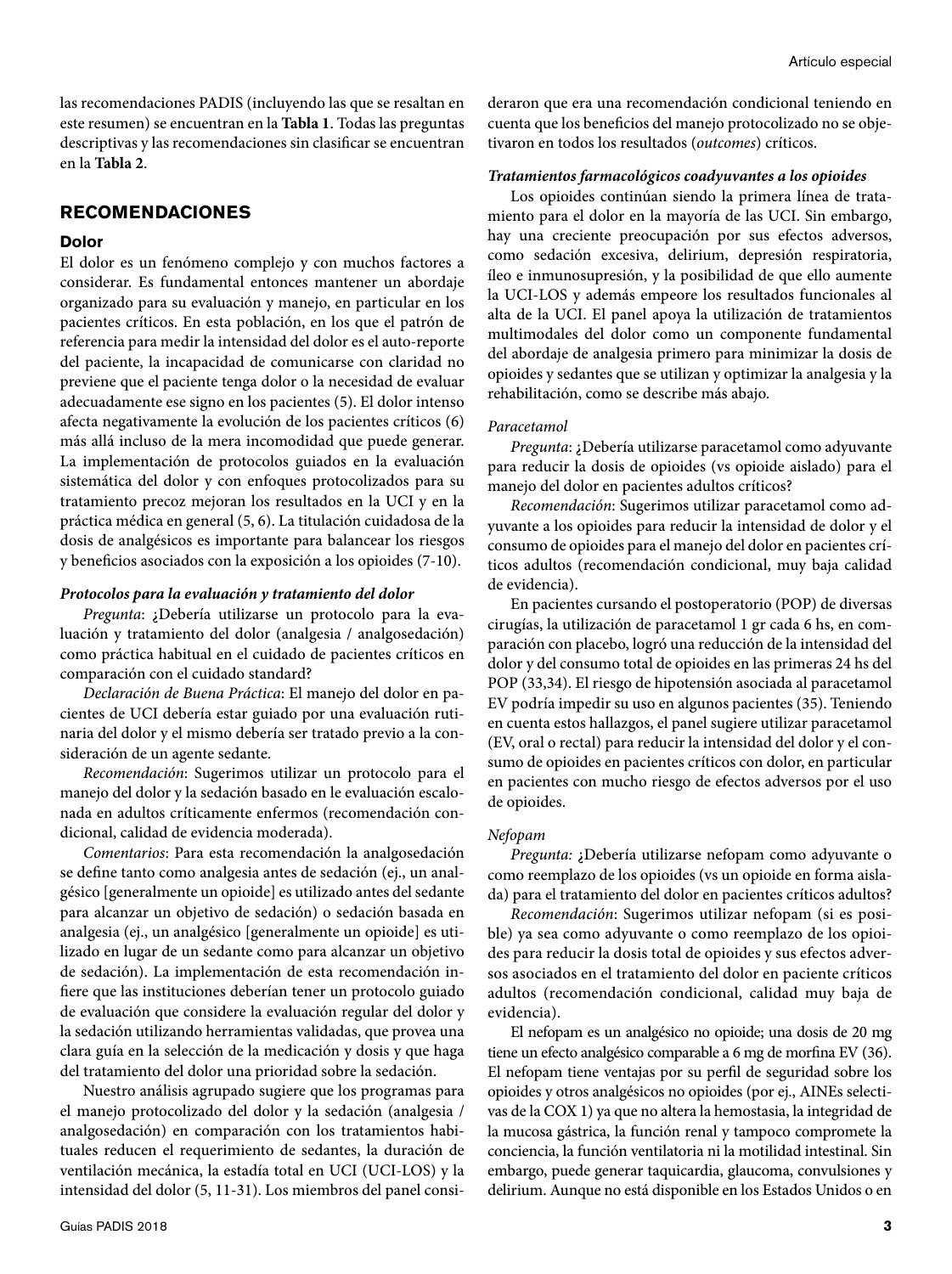las recomendaciones PADIS (incluyendo las que se resaltan en este resumen) se encuentran en la **Tabla 1**. Todas las preguntas descriptivas y las recomendaciones sin clasificar se encuentran en la **Tabla 2**.

## RECOMENDACIONES

### Dolor

El dolor es un fenómeno complejo y con muchos factores a considerar. Es fundamental entonces mantener un abordaje organizado para su evaluación y manejo, en particular en los pacientes críticos. En esta población, en los que el patrón de referencia para medir la intensidad del dolor es el auto-reporte del paciente, la incapacidad de comunicarse con claridad no previene que el paciente tenga dolor o la necesidad de evaluar adecuadamente ese signo en los pacientes (5). El dolor intenso afecta negativamente la evolución de los pacientes críticos (6) más allá incluso de la mera incomodidad que puede generar. La implementación de protocolos guiados en la evaluación sistemática del dolor y con enfoques protocolizados para su tratamiento precoz mejoran los resultados en la UCI y en la práctica médica en general (5, 6). La titulación cuidadosa de la dosis de analgésicos es importante para balancear los riesgos y beneficios asociados con la exposición a los opioides (7-10).

#### *Protocolos para la evaluación y tratamiento del dolor*

*Pregunta*: ¿Debería utilizarse un protocolo para la evaluación y tratamiento del dolor (analgesia / analgosedación) como práctica habitual en el cuidado de pacientes críticos en comparación con el cuidado standard?

*Declaración de Buena Práctica*: El manejo del dolor en pacientes de UCI debería estar guiado por una evaluación rutinaria del dolor y el mismo debería ser tratado previo a la consideración de un agente sedante.

*Recomendación*: Sugerimos utilizar un protocolo para el manejo del dolor y la sedación basado en le evaluación escalonada en adultos críticamente enfermos (recomendación condicional, calidad de evidencia moderada).

*Comentarios*: Para esta recomendación la analgosedación se define tanto como analgesia antes de sedación (ej., un analgésico [generalmente un opioide] es utilizado antes del sedante para alcanzar un objetivo de sedación) o sedación basada en analgesia (ej., un analgésico [generalmente un opioide] es utilizado en lugar de un sedante como para alcanzar un objetivo de sedación). La implementación de esta recomendación infiere que las instituciones deberían tener un protocolo guiado de evaluación que considere la evaluación regular del dolor y la sedación utilizando herramientas validadas, que provea una clara guía en la selección de la medicación y dosis y que haga del tratamiento del dolor una prioridad sobre la sedación.

Nuestro análisis agrupado sugiere que los programas para el manejo protocolizado del dolor y la sedación (analgesia / analgosedación) en comparación con los tratamientos habituales reducen el requerimiento de sedantes, la duración de ventilación mecánica, la estadía total en UCI (UCI-LOS) y la intensidad del dolor (5, 11-31). Los miembros del panel consideraron que era una recomendación condicional teniendo en cuenta que los beneficios del manejo protocolizado no se objetivaron en todos los resultados (*outcomes*) críticos.

#### *Tratamientos farmacológicos coadyuvantes a los opioides*

Los opioides continúan siendo la primera línea de tratamiento para el dolor en la mayoría de las UCI. Sin embargo, hay una creciente preocupación por sus efectos adversos, como sedación excesiva, delirium, depresión respiratoria, íleo e inmunosupresión, y la posibilidad de que ello aumente la UCI-LOS y además empeore los resultados funcionales al alta de la UCI. El panel apoya la utilización de tratamientos multimodales del dolor como un componente fundamental del abordaje de analgesia primero para minimizar la dosis de opioides y sedantes que se utilizan y optimizar la analgesia y la rehabilitación, como se describe más abajo.

*Paracetamol*

*Pregunta*: ¿Debería utilizarse paracetamol como adyuvante para reducir la dosis de opioides (vs opioide aislado) para el manejo del dolor en pacientes adultos críticos?

*Recomendación*: Sugerimos utilizar paracetamol como adyuvante a los opioides para reducir la intensidad de dolor y el consumo de opioides para el manejo del dolor en pacientes críticos adultos (recomendación condicional, muy baja calidad de evidencia).

En pacientes cursando el postoperatorio (POP) de diversas cirugías, la utilización de paracetamol 1 gr cada 6 hs, en comparación con placebo, logró una reducción de la intensidad del dolor y del consumo total de opioides en las primeras 24 hs del POP (33,34). El riesgo de hipotensión asociada al paracetamol EV podría impedir su uso en algunos pacientes (35). Teniendo en cuenta estos hallazgos, el panel sugiere utilizar paracetamol (EV, oral o rectal) para reducir la intensidad del dolor y el consumo de opioides en pacientes críticos con dolor, en particular en pacientes con mucho riesgo de efectos adversos por el uso de opioides.

*Nefopam*

*Pregunta:* ¿Debería utilizarse nefopam como adyuvante o como reemplazo de los opioides (vs un opioide en forma aislada) para el tratamiento del dolor en pacientes críticos adultos?

*Recomendación*: Sugerimos utilizar nefopam (si es posible) ya sea como adyuvante o como reemplazo de los opioides para reducir la dosis total de opioides y sus efectos adversos asociados en el tratamiento del dolor en paciente críticos adultos (recomendación condicional, calidad muy baja de evidencia).

El nefopam es un analgésico no opioide; una dosis de 20 mg tiene un efecto analgésico comparable a 6 mg de morfina EV (36). El nefopam tiene ventajas por su perfil de seguridad sobre los opioides y otros analgésicos no opioides (por ej., AINEs selectivas de la COX 1) ya que no altera la hemostasia, la integridad de la mucosa gástrica, la función renal y tampoco compromete la conciencia, la función ventilatoria ni la motilidad intestinal. Sin embargo, puede generar taquicardia, glaucoma, convulsiones y delirium. Aunque no está disponible en los Estados Unidos o en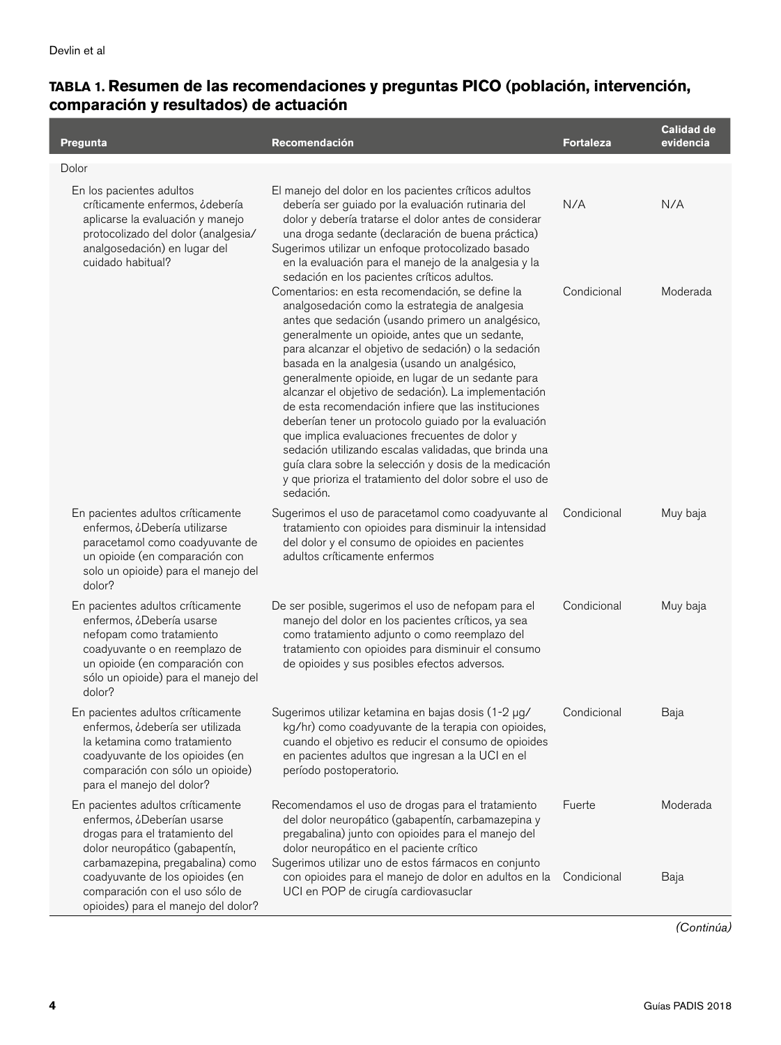**TABLA 1. Resumen de las recomendaciones y preguntas PICO (población, intervención, comparación y resultados) de actuación**

| Pregunta | Recomendación | Fortaleza | Calidad de evidencia |
|---|---|---|---|
| Dolor | | | |
| En los pacientes adultos críticamente enfermos, ¿debería aplicarse la evaluación y manejo protocolizado del dolor (analgesia/ analgosedación) en lugar del cuidado habitual? | El manejo del dolor en los pacientes críticos adultos debería ser guiado por la evaluación rutinaria del dolor y debería tratarse el dolor antes de considerar una droga sedante (declaración de buena práctica) | N/A | N/A |
| | Sugerimos utilizar un enfoque protocolizado basado en la evaluación para el manejo de la analgesia y la sedación en los pacientes críticos adultos. Comentarios: en esta recomendación, se define la analgosedación como la estrategia de analgesia antes que sedación (usando primero un analgésico, generalmente un opioide, antes que un sedante, para alcanzar el objetivo de sedación) o la sedación basada en la analgesia (usando un analgésico, generalmente opioide, en lugar de un sedante para alcanzar el objetivo de sedación). La implementación de esta recomendación infiere que las instituciones deberían tener un protocolo guiado por la evaluación que implica evaluaciones frecuentes de dolor y sedación utilizando escalas validadas, que brinda una guía clara sobre la selección y dosis de la medicación y que prioriza el tratamiento del dolor sobre el uso de sedación. | Condicional | Moderada |
| En pacientes adultos críticamente enfermos, ¿Debería utilizarse paracetamol como coadyuvante de un opioide (en comparación con solo un opioide) para el manejo del dolor? | Sugerimos el uso de paracetamol como coadyuvante al tratamiento con opioides para disminuir la intensidad del dolor y el consumo de opioides en pacientes adultos críticamente enfermos | Condicional | Muy baja |
| En pacientes adultos críticamente enfermos, ¿Debería usarse nefopam como tratamiento coadyuvante o en reemplazo de un opioide (en comparación con sólo un opioide) para el manejo del dolor? | De ser posible, sugerimos el uso de nefopam para el manejo del dolor en los pacientes críticos, ya sea como tratamiento adjunto o como reemplazo del tratamiento con opioides para disminuir el consumo de opioides y sus posibles efectos adversos. | Condicional | Muy baja |
| En pacientes adultos críticamente enfermos, ¿debería ser utilizada la ketamina como tratamiento coadyuvante de los opioides (en comparación con sólo un opioide) para el manejo del dolor? | Sugerimos utilizar ketamina en bajas dosis (1-2 μg/ kg/hr) como coadyuvante de la terapia con opioides, cuando el objetivo es reducir el consumo de opioides en pacientes adultos que ingresan a la UCI en el período postoperatorio. | Condicional | Baja |
| En pacientes adultos críticamente enfermos, ¿Deberían usarse drogas para el tratamiento del dolor neuropático (gabapentín, carbamazepina, pregabalina) como coadyuvante de los opioides (en comparación con el uso sólo de opioides) para el manejo del dolor? | Recomendamos el uso de drogas para el tratamiento del dolor neuropático (gabapentín, carbamazepina y pregabalina) junto con opioides para el manejo del dolor neuropático en el paciente crítico | Fuerte | Moderada |
| | Sugerimos utilizar uno de estos fármacos en conjunto con opioides para el manejo de dolor en adultos en la UCI en POP de cirugía cardiovasuclar | Condicional | Baja |

*(Continúa)*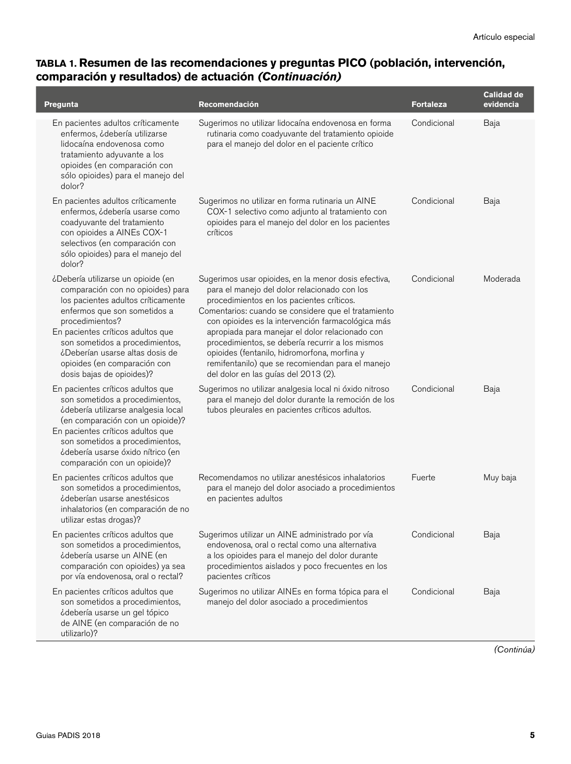**TABLA 1. Resumen de las recomendaciones y preguntas PICO (población, intervención, comparación y resultados) de actuación *(Continuación)***

| Pregunta | Recomendación | Fortaleza | Calidad de evidencia |
|---|---|---|---|
| En pacientes adultos críticamente enfermos, ¿debería utilizarse lidocaína endovenosa como tratamiento adyuvante a los opioides (en comparación con sólo opioides) para el manejo del dolor? | Sugerimos no utilizar lidocaína endovenosa en forma rutinaria como coadyuvante del tratamiento opioide para el manejo del dolor en el paciente crítico | Condicional | Baja |
| En pacientes adultos críticamente enfermos, ¿debería usarse como coadyuvante del tratamiento con opioides a AINEs COX-1 selectivos (en comparación con sólo opioides) para el manejo del dolor? | Sugerimos no utilizar en forma rutinaria un AINE COX-1 selectivo como adjunto al tratamiento con opioides para el manejo del dolor en los pacientes críticos | Condicional | Baja |
| ¿Debería utilizarse un opioide (en comparación con no opioides) para los pacientes adultos críticamente enfermos que son sometidos a procedimientos?<br>En pacientes críticos adultos que son sometidos a procedimientos, ¿Deberían usarse altas dosis de opioides (en comparación con dosis bajas de opioides)? | Sugerimos usar opioides, en la menor dosis efectiva, para el manejo del dolor relacionado con los procedimientos en los pacientes críticos.<br>Comentarios: cuando se considere que el tratamiento con opioides es la intervención farmacológica más apropiada para manejar el dolor relacionado con procedimientos, se debería recurrir a los mismos opioides (fentanilo, hidromorfona, morfina y remifentanilo) que se recomiendan para el manejo del dolor en las guías del 2013 (2). | Condicional | Moderada |
| En pacientes críticos adultos que son sometidos a procedimientos, ¿debería utilizarse analgesia local (en comparación con un opioide)?<br>En pacientes críticos adultos que son sometidos a procedimientos, ¿debería usarse óxido nítrico (en comparación con un opioide)? | Sugerimos no utilizar analgesia local ni óxido nitroso para el manejo del dolor durante la remoción de los tubos pleurales en pacientes críticos adultos. | Condicional | Baja |
| En pacientes críticos adultos que son sometidos a procedimientos, ¿deberían usarse anestésicos inhalatorios (en comparación de no utilizar estas drogas)? | Recomendamos no utilizar anestésicos inhalatorios para el manejo del dolor asociado a procedimientos en pacientes adultos | Fuerte | Muy baja |
| En pacientes críticos adultos que son sometidos a procedimientos, ¿debería usarse un AINE (en comparación con opioides) ya sea por vía endovenosa, oral o rectal? | Sugerimos utilizar un AINE administrado por vía endovenosa, oral o rectal como una alternativa a los opioides para el manejo del dolor durante procedimientos aislados y poco frecuentes en los pacientes críticos | Condicional | Baja |
| En pacientes críticos adultos que son sometidos a procedimientos, ¿debería usarse un gel tópico de AINE (en comparación de no utilizarlo)? | Sugerimos no utilizar AINEs en forma tópica para el manejo del dolor asociado a procedimientos | Condicional | Baja |

*(Continúa)*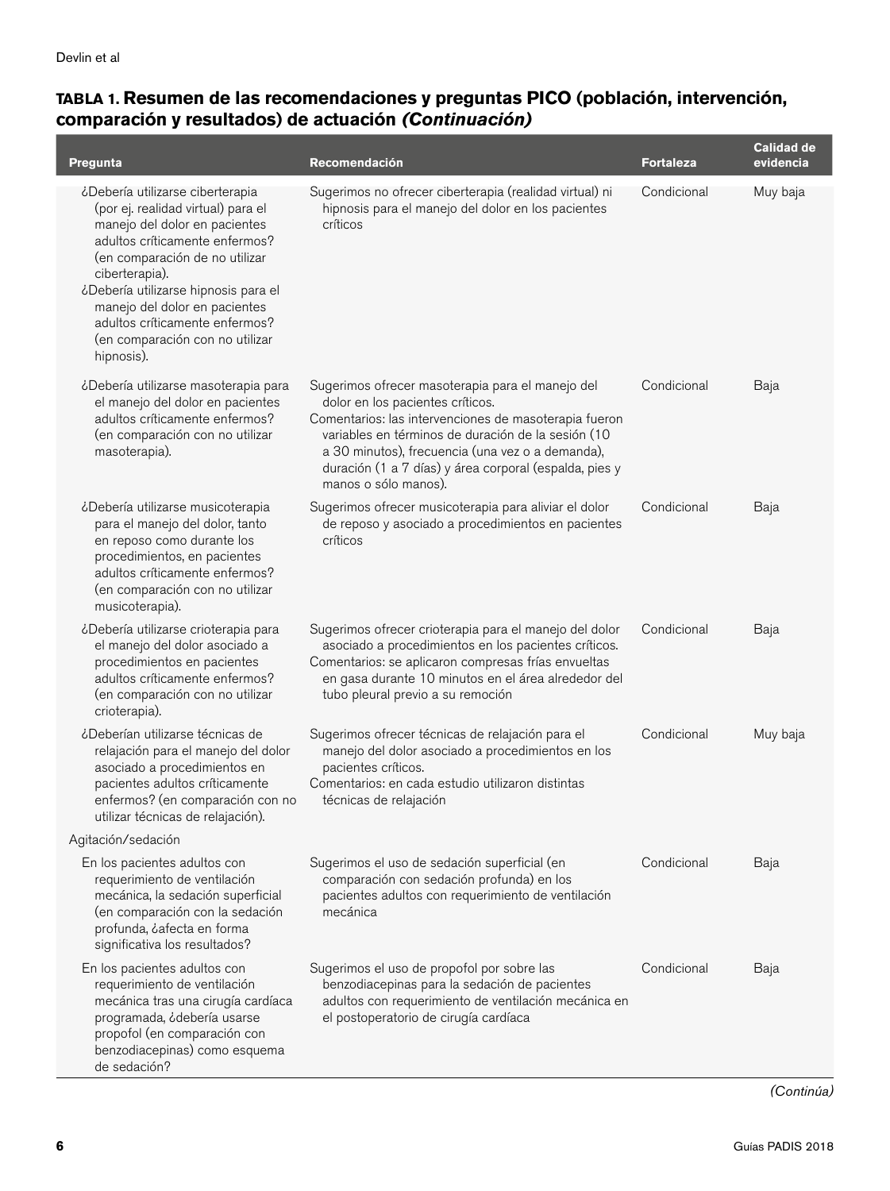**TABLA 1. Resumen de las recomendaciones y preguntas PICO (población, intervención, comparación y resultados) de actuación *(Continuación)***

| Pregunta | Recomendación | Fortaleza | Calidad de evidencia |
|---|---|---|---|
| ¿Debería utilizarse ciberterapia (por ej. realidad virtual) para el manejo del dolor en pacientes adultos críticamente enfermos? (en comparación de no utilizar ciberterapia). ¿Debería utilizarse hipnosis para el manejo del dolor en pacientes adultos críticamente enfermos? (en comparación con no utilizar hipnosis). | Sugerimos no ofrecer ciberterapia (realidad virtual) ni hipnosis para el manejo del dolor en los pacientes críticos | Condicional | Muy baja |
| ¿Debería utilizarse masoterapia para el manejo del dolor en pacientes adultos críticamente enfermos? (en comparación con no utilizar masoterapia). | Sugerimos ofrecer masoterapia para el manejo del dolor en los pacientes críticos. Comentarios: las intervenciones de masoterapia fueron variables en términos de duración de la sesión (10 a 30 minutos), frecuencia (una vez o a demanda), duración (1 a 7 días) y área corporal (espalda, pies y manos o sólo manos). | Condicional | Baja |
| ¿Debería utilizarse musicoterapia para el manejo del dolor, tanto en reposo como durante los procedimientos, en pacientes adultos críticamente enfermos? (en comparación con no utilizar musicoterapia). | Sugerimos ofrecer musicoterapia para aliviar el dolor de reposo y asociado a procedimientos en pacientes críticos | Condicional | Baja |
| ¿Debería utilizarse crioterapia para el manejo del dolor asociado a procedimientos en pacientes adultos críticamente enfermos? (en comparación con no utilizar crioterapia). | Sugerimos ofrecer crioterapia para el manejo del dolor asociado a procedimientos en los pacientes críticos. Comentarios: se aplicaron compresas frías envueltas en gasa durante 10 minutos en el área alrededor del tubo pleural previo a su remoción | Condicional | Baja |
| ¿Deberían utilizarse técnicas de relajación para el manejo del dolor asociado a procedimientos en pacientes adultos críticamente enfermos? (en comparación con no utilizar técnicas de relajación). | Sugerimos ofrecer técnicas de relajación para el manejo del dolor asociado a procedimientos en los pacientes críticos. Comentarios: en cada estudio utilizaron distintas técnicas de relajación | Condicional | Muy baja |
| Agitación/sedación | | | |
| En los pacientes adultos con requerimiento de ventilación mecánica, la sedación superficial (en comparación con la sedación profunda, ¿afecta en forma significativa los resultados? | Sugerimos el uso de sedación superficial (en comparación con sedación profunda) en los pacientes adultos con requerimiento de ventilación mecánica | Condicional | Baja |
| En los pacientes adultos con requerimiento de ventilación mecánica tras una cirugía cardíaca programada, ¿debería usarse propofol (en comparación con benzodiacepinas) como esquema de sedación? | Sugerimos el uso de propofol por sobre las benzodiacepinas para la sedación de pacientes adultos con requerimiento de ventilación mecánica en el postoperatorio de cirugía cardíaca | Condicional | Baja |

*(Continúa)*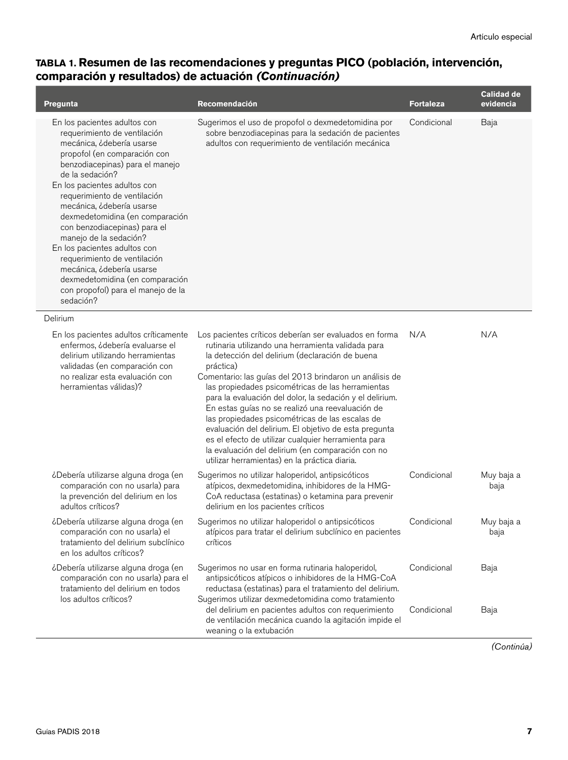**TABLA 1. Resumen de las recomendaciones y preguntas PICO (población, intervención, comparación y resultados) de actuación *(Continuación)***

| Pregunta | Recomendación | Fortaleza | Calidad de evidencia |
|---|---|---|---|
| En los pacientes adultos con requerimiento de ventilación mecánica, ¿debería usarse propofol (en comparación con benzodiacepinas) para el manejo de la sedación?<br>En los pacientes adultos con requerimiento de ventilación mecánica, ¿debería usarse dexmedetomidina (en comparación con benzodiacepinas) para el manejo de la sedación?<br>En los pacientes adultos con requerimiento de ventilación mecánica, ¿debería usarse dexmedetomidina (en comparación con propofol) para el manejo de la sedación? | Sugerimos el uso de propofol o dexmedetomidina por sobre benzodiacepinas para la sedación de pacientes adultos con requerimiento de ventilación mecánica | Condicional | Baja |
| Delirium | | | |
| En los pacientes adultos críticamente enfermos, ¿debería evaluarse el delirium utilizando herramientas validadas (en comparación con no realizar esta evaluación con herramientas válidas)? | Los pacientes críticos deberían ser evaluados en forma rutinaria utilizando una herramienta validada para la detección del delirium (declaración de buena práctica)<br>Comentario: las guías del 2013 brindaron un análisis de las propiedades psicométricas de las herramientas para la evaluación del dolor, la sedación y el delirium. En estas guías no se realizó una reevaluación de las propiedades psicométricas de las escalas de evaluación del delirium. El objetivo de esta pregunta es el efecto de utilizar cualquier herramienta para la evaluación del delirium (en comparación con no utilizar herramientas) en la práctica diaria. | N/A | N/A |
| ¿Debería utilizarse alguna droga (en comparación con no usarla) para la prevención del delirium en los adultos críticos? | Sugerimos no utilizar haloperidol, antipsicóticos atípicos, dexmedetomidina, inhibidores de la HMG-CoA reductasa (estatinas) o ketamina para prevenir delirium en los pacientes críticos | Condicional | Muy baja a baja |
| ¿Debería utilizarse alguna droga (en comparación con no usarla) el tratamiento del delirium subclínico en los adultos críticos? | Sugerimos no utilizar haloperidol o antipsicóticos atípicos para tratar el delirium subclínico en pacientes críticos | Condicional | Muy baja a baja |
| ¿Debería utilizarse alguna droga (en comparación con no usarla) para el tratamiento del delirium en todos los adultos críticos? | Sugerimos no usar en forma rutinaria haloperidol, antipsicóticos atípicos o inhibidores de la HMG-CoA reductasa (estatinas) para el tratamiento del delirium. | Condicional | Baja |
| | Sugerimos utilizar dexmedetomidina como tratamiento del delirium en pacientes adultos con requerimiento de ventilación mecánica cuando la agitación impide el weaning o la extubación | Condicional | Baja |

*(Continúa)*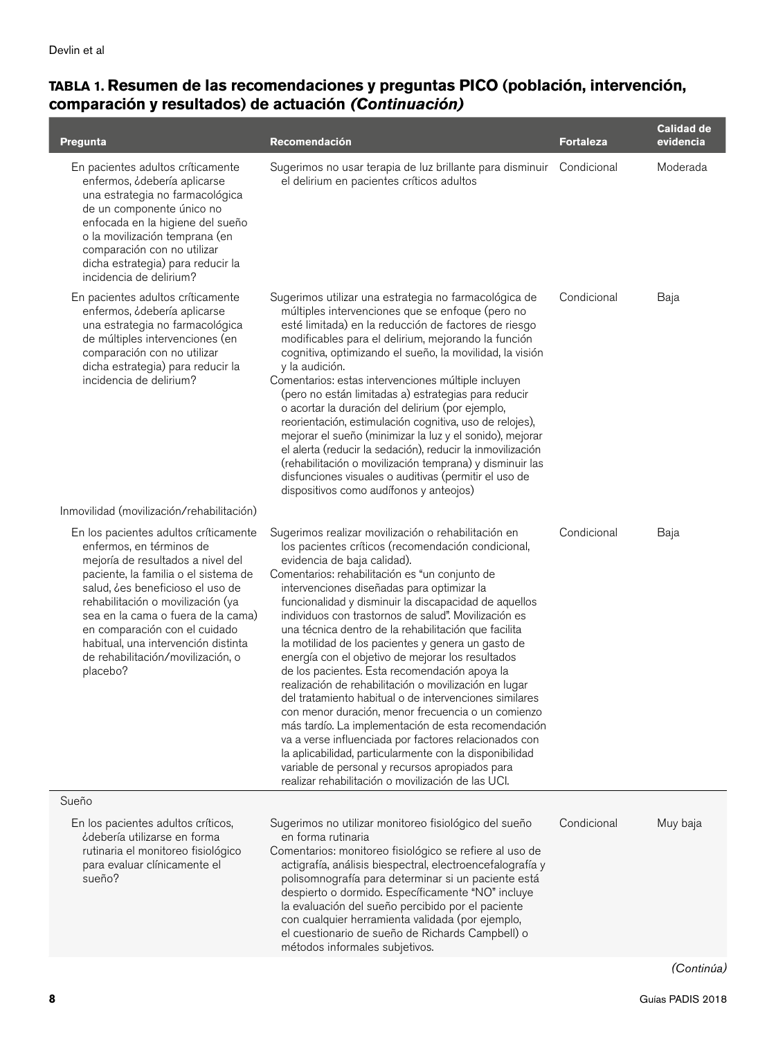**TABLA 1. Resumen de las recomendaciones y preguntas PICO (población, intervención, comparación y resultados) de actuación *(Continuación)***

| Pregunta | Recomendación | Fortaleza | Calidad de evidencia |
|---|---|---|---|
| En pacientes adultos críticamente enfermos, ¿debería aplicarse una estrategia no farmacológica de un componente único no enfocada en la higiene del sueño o la movilización temprana (en comparación con no utilizar dicha estrategia) para reducir la incidencia de delirium? | Sugerimos no usar terapia de luz brillante para disminuir el delirium en pacientes críticos adultos | Condicional | Moderada |
| En pacientes adultos críticamente enfermos, ¿debería aplicarse una estrategia no farmacológica de múltiples intervenciones (en comparación con no utilizar dicha estrategia) para reducir la incidencia de delirium? | Sugerimos utilizar una estrategia no farmacológica de múltiples intervenciones que se enfoque (pero no esté limitada) en la reducción de factores de riesgo modificables para el delirium, mejorando la función cognitiva, optimizando el sueño, la movilidad, la visión y la audición.<br>Comentarios: estas intervenciones múltiple incluyen (pero no están limitadas a) estrategias para reducir o acortar la duración del delirium (por ejemplo, reorientación, estimulación cognitiva, uso de relojes), mejorar el sueño (minimizar la luz y el sonido), mejorar el alerta (reducir la sedación), reducir la inmovilización (rehabilitación o movilización temprana) y disminuir las disfunciones visuales o auditivas (permitir el uso de dispositivos como audífonos y anteojos) | Condicional | Baja |
| Inmovilidad (movilización/rehabilitación) | | | |
| En los pacientes adultos críticamente enfermos, en términos de mejoría de resultados a nivel del paciente, la familia o el sistema de salud, ¿es beneficioso el uso de rehabilitación o movilización (ya sea en la cama o fuera de la cama) en comparación con el cuidado habitual, una intervención distinta de rehabilitación/movilización, o placebo? | Sugerimos realizar movilización o rehabilitación en los pacientes críticos (recomendación condicional, evidencia de baja calidad).<br>Comentarios: rehabilitación es "un conjunto de intervenciones diseñadas para optimizar la funcionalidad y disminuir la discapacidad de aquellos individuos con trastornos de salud". Movilización es una técnica dentro de la rehabilitación que facilita la motilidad de los pacientes y genera un gasto de energía con el objetivo de mejorar los resultados de los pacientes. Esta recomendación apoya la realización de rehabilitación o movilización en lugar del tratamiento habitual o de intervenciones similares con menor duración, menor frecuencia o un comienzo más tardío. La implementación de esta recomendación va a verse influenciada por factores relacionados con la aplicabilidad, particularmente con la disponibilidad variable de personal y recursos apropiados para realizar rehabilitación o movilización de las UCI. | Condicional | Baja |
| Sueño | | | |
| En los pacientes adultos críticos, ¿debería utilizarse en forma rutinaria el monitoreo fisiológico para evaluar clínicamente el sueño? | Sugerimos no utilizar monitoreo fisiológico del sueño en forma rutinaria<br>Comentarios: monitoreo fisiológico se refiere al uso de actigrafía, análisis biespectral, electroencefalografía y polisomnografía para determinar si un paciente está despierto o dormido. Específicamente "NO" incluye la evaluación del sueño percibido por el paciente con cualquier herramienta validada (por ejemplo, el cuestionario de sueño de Richards Campbell) o métodos informales subjetivos. | Condicional | Muy baja |

*(Continúa)*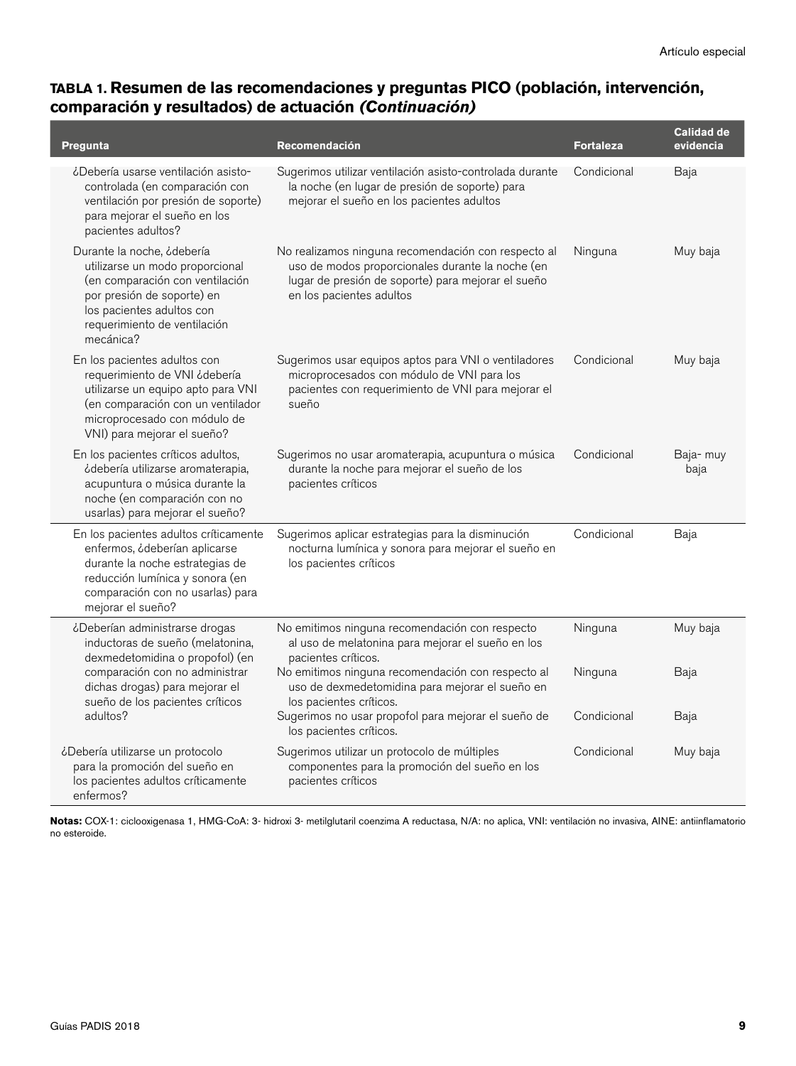**TABLA 1. Resumen de las recomendaciones y preguntas PICO (población, intervención, comparación y resultados) de actuación *(Continuación)***

| Pregunta | Recomendación | Fortaleza | Calidad de evidencia |
|---|---|---|---|
| ¿Debería usarse ventilación asisto-controlada (en comparación con ventilación por presión de soporte) para mejorar el sueño en los pacientes adultos? | Sugerimos utilizar ventilación asisto-controlada durante la noche (en lugar de presión de soporte) para mejorar el sueño en los pacientes adultos | Condicional | Baja |
| Durante la noche, ¿debería utilizarse un modo proporcional (en comparación con ventilación por presión de soporte) en los pacientes adultos con requerimiento de ventilación mecánica? | No realizamos ninguna recomendación con respecto al uso de modos proporcionales durante la noche (en lugar de presión de soporte) para mejorar el sueño en los pacientes adultos | Ninguna | Muy baja |
| En los pacientes adultos con requerimiento de VNI ¿debería utilizarse un equipo apto para VNI (en comparación con un ventilador microprocesado con módulo de VNI) para mejorar el sueño? | Sugerimos usar equipos aptos para VNI o ventiladores microprocesados con módulo de VNI para los pacientes con requerimiento de VNI para mejorar el sueño | Condicional | Muy baja |
| En los pacientes críticos adultos, ¿debería utilizarse aromaterapia, acupuntura o música durante la noche (en comparación con no usarlas) para mejorar el sueño? | Sugerimos no usar aromaterapia, acupuntura o música durante la noche para mejorar el sueño de los pacientes críticos | Condicional | Baja- muy baja |
| En los pacientes adultos críticamente enfermos, ¿deberían aplicarse durante la noche estrategias de reducción lumínica y sonora (en comparación con no usarlas) para mejorar el sueño? | Sugerimos aplicar estrategias para la disminución nocturna lumínica y sonora para mejorar el sueño en los pacientes críticos | Condicional | Baja |
| ¿Deberían administrarse drogas inductoras de sueño (melatonina, dexmedetomidina o propofol) (en comparación con no administrar dichas drogas) para mejorar el sueño de los pacientes críticos adultos? | No emitimos ninguna recomendación con respecto al uso de melatonina para mejorar el sueño en los pacientes críticos. | Ninguna | Muy baja |
| | No emitimos ninguna recomendación con respecto al uso de dexmedetomidina para mejorar el sueño en los pacientes críticos. | Ninguna | Baja |
| | Sugerimos no usar propofol para mejorar el sueño de los pacientes críticos. | Condicional | Baja |
| ¿Debería utilizarse un protocolo para la promoción del sueño en los pacientes adultos críticamente enfermos? | Sugerimos utilizar un protocolo de múltiples componentes para la promoción del sueño en los pacientes críticos | Condicional | Muy baja |

**Notas:** COX-1: ciclooxigenasa 1, HMG-CoA: 3- hidroxi 3- metilglutaril coenzima A reductasa, N/A: no aplica, VNI: ventilación no invasiva, AINE: antiinflamatorio no esteroide.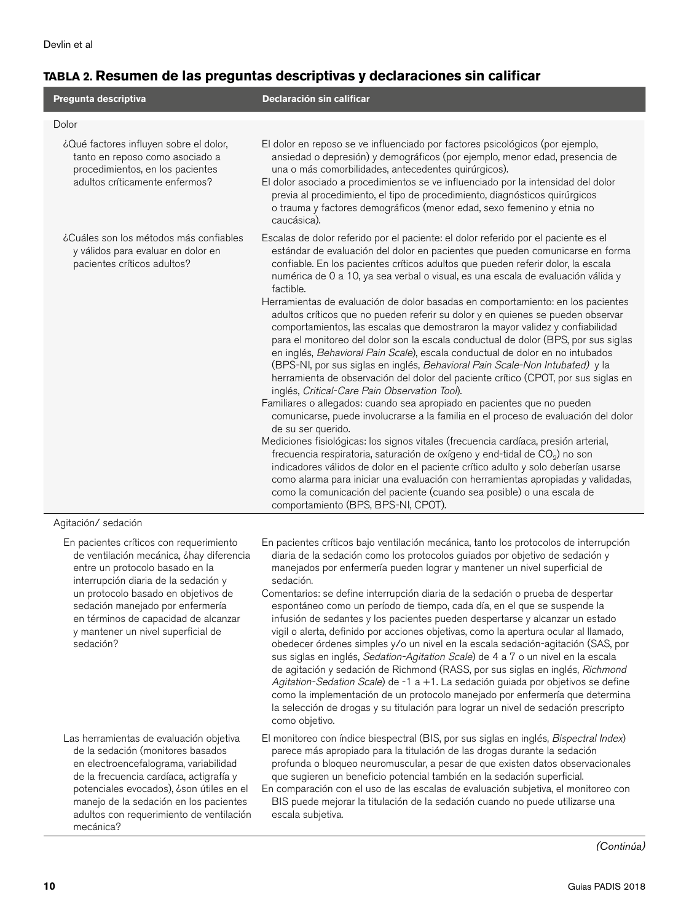**TABLA 2. Resumen de las preguntas descriptivas y declaraciones sin calificar**

| Pregunta descriptiva | Declaración sin calificar |
|---|---|
| **Dolor** | |
| ¿Qué factores influyen sobre el dolor, tanto en reposo como asociado a procedimientos, en los pacientes adultos críticamente enfermos? | El dolor en reposo se ve influenciado por factores psicológicos (por ejemplo, ansiedad o depresión) y demográficos (por ejemplo, menor edad, presencia de una o más comorbilidades, antecedentes quirúrgicos).<br>El dolor asociado a procedimientos se ve influenciado por la intensidad del dolor previa al procedimiento, el tipo de procedimiento, diagnósticos quirúrgicos o trauma y factores demográficos (menor edad, sexo femenino y etnia no caucásica). |
| ¿Cuáles son los métodos más confiables y válidos para evaluar en dolor en pacientes críticos adultos? | Escalas de dolor referido por el paciente: el dolor referido por el paciente es el estándar de evaluación del dolor en pacientes que pueden comunicarse en forma confiable. En los pacientes críticos adultos que pueden referir dolor, la escala numérica de 0 a 10, ya sea verbal o visual, es una escala de evaluación válida y factible.<br>Herramientas de evaluación de dolor basadas en comportamiento: en los pacientes adultos críticos que no pueden referir su dolor y en quienes se pueden observar comportamientos, las escalas que demostraron la mayor validez y confiabilidad para el monitoreo del dolor son la escala conductual de dolor (BPS, por sus siglas en inglés, *Behavioral Pain Scale*), escala conductual de dolor en no intubados (BPS-NI, por sus siglas en inglés, *Behavioral Pain Scale-Non Intubated)* y la herramienta de observación del dolor del paciente crítico (CPOT, por sus siglas en inglés, *Critical-Care Pain Observation Tool*).<br>Familiares o allegados: cuando sea apropiado en pacientes que no pueden comunicarse, puede involucrarse a la familia en el proceso de evaluación del dolor de su ser querido.<br>Mediciones fisiológicas: los signos vitales (frecuencia cardíaca, presión arterial, frecuencia respiratoria, saturación de oxígeno y end-tidal de $CO_2$) no son indicadores válidos de dolor en el paciente crítico adulto y solo deberían usarse como alarma para iniciar una evaluación con herramientas apropiadas y validadas, como la comunicación del paciente (cuando sea posible) o una escala de comportamiento (BPS, BPS-NI, CPOT). |
| **Agitación/ sedación** | |
| En pacientes críticos con requerimiento de ventilación mecánica, ¿hay diferencia entre un protocolo basado en la interrupción diaria de la sedación y un protocolo basado en objetivos de sedación manejado por enfermería en términos de capacidad de alcanzar y mantener un nivel superficial de sedación? | En pacientes críticos bajo ventilación mecánica, tanto los protocolos de interrupción diaria de la sedación como los protocolos guiados por objetivo de sedación y manejados por enfermería pueden lograr y mantener un nivel superficial de sedación.<br>Comentarios: se define interrupción diaria de la sedación o prueba de despertar espontáneo como un período de tiempo, cada día, en el que se suspende la infusión de sedantes y los pacientes pueden despertarse y alcanzar un estado vigil o alerta, definido por acciones objetivas, como la apertura ocular al llamado, obedecer órdenes simples y/o un nivel en la escala sedación-agitación (SAS, por sus siglas en inglés, *Sedation-Agitation Scale*) de 4 a 7 o un nivel en la escala de agitación y sedación de Richmond (RASS, por sus siglas en inglés, *Richmond Agitation-Sedation Scale*) de -1 a +1. La sedación guiada por objetivos se define como la implementación de un protocolo manejado por enfermería que determina la selección de drogas y su titulación para lograr un nivel de sedación prescripto como objetivo. |
| Las herramientas de evaluación objetiva de la sedación (monitores basados en electroencefalograma, variabilidad de la frecuencia cardíaca, actigrafía y potenciales evocados), ¿son útiles en el manejo de la sedación en los pacientes adultos con requerimiento de ventilación mecánica? | El monitoreo con índice biespectral (BIS, por sus siglas en inglés, *Bispectral Index*) parece más apropiado para la titulación de las drogas durante la sedación profunda o bloqueo neuromuscular, a pesar de que existen datos observacionales que sugieren un beneficio potencial también en la sedación superficial.<br>En comparación con el uso de las escalas de evaluación subjetiva, el monitoreo con BIS puede mejorar la titulación de la sedación cuando no puede utilizarse una escala subjetiva. |

*(Continúa)*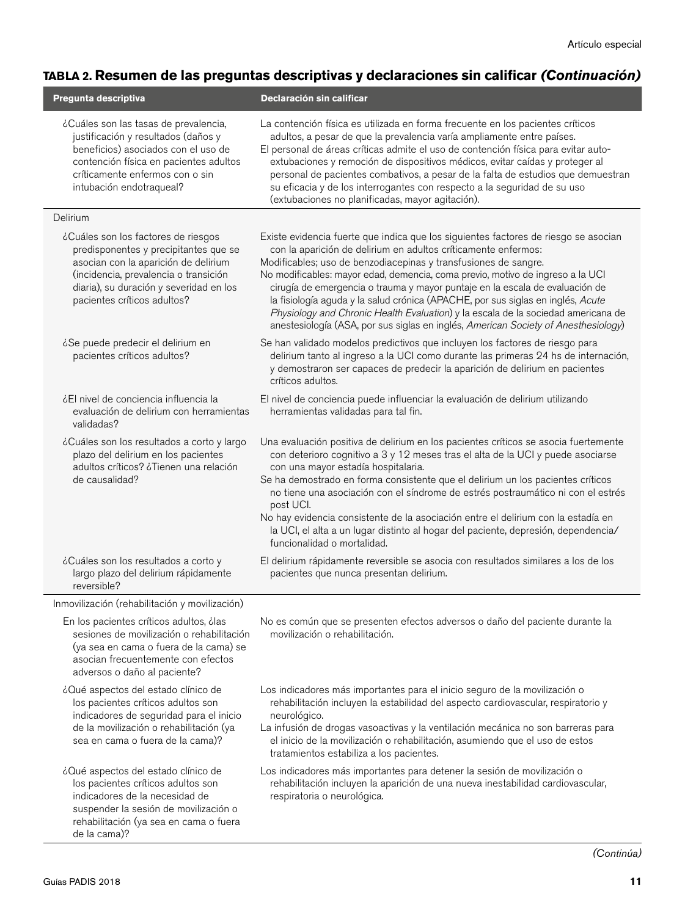**TABLA 2. Resumen de las preguntas descriptivas y declaraciones sin calificar *(Continuación)***

| Pregunta descriptiva | Declaración sin calificar |
|---|---|
| ¿Cuáles son las tasas de prevalencia, justificación y resultados (daños y beneficios) asociados con el uso de contención física en pacientes adultos críticamente enfermos con o sin intubación endotraqueal? | La contención física es utilizada en forma frecuente en los pacientes críticos adultos, a pesar de que la prevalencia varía ampliamente entre países.<br>El personal de áreas críticas admite el uso de contención física para evitar auto-extubaciones y remoción de dispositivos médicos, evitar caídas y proteger al personal de pacientes combativos, a pesar de la falta de estudios que demuestran su eficacia y de los interrogantes con respecto a la seguridad de su uso (extubaciones no planificadas, mayor agitación). |
| Delirium | |
| ¿Cuáles son los factores de riesgos predisponentes y precipitantes que se asocian con la aparición de delirium (incidencia, prevalencia o transición diaria), su duración y severidad en los pacientes críticos adultos? | Existe evidencia fuerte que indica que los siguientes factores de riesgo se asocian con la aparición de delirium en adultos críticamente enfermos:<br>Modificables; uso de benzodiacepinas y transfusiones de sangre.<br>No modificables: mayor edad, demencia, coma previo, motivo de ingreso a la UCI cirugía de emergencia o trauma y mayor puntaje en la escala de evaluación de la fisiología aguda y la salud crónica (APACHE, por sus siglas en inglés, *Acute Physiology and Chronic Health Evaluation*) y la escala de la sociedad americana de anestesiología (ASA, por sus siglas en inglés, *American Society of Anesthesiology*) |
| ¿Se puede predecir el delirium en pacientes críticos adultos? | Se han validado modelos predictivos que incluyen los factores de riesgo para delirium tanto al ingreso a la UCI como durante las primeras 24 hs de internación, y demostraron ser capaces de predecir la aparición de delirium en pacientes críticos adultos. |
| ¿El nivel de conciencia influencia la evaluación de delirium con herramientas validadas? | El nivel de conciencia puede influenciar la evaluación de delirium utilizando herramientas validadas para tal fin. |
| ¿Cuáles son los resultados a corto y largo plazo del delirium en los pacientes adultos críticos? ¿Tienen una relación de causalidad? | Una evaluación positiva de delirium en los pacientes críticos se asocia fuertemente con deterioro cognitivo a 3 y 12 meses tras el alta de la UCI y puede asociarse con una mayor estadía hospitalaria.<br>Se ha demostrado en forma consistente que el delirium un los pacientes críticos no tiene una asociación con el síndrome de estrés postraumático ni con el estrés post UCI.<br>No hay evidencia consistente de la asociación entre el delirium con la estadía en la UCI, el alta a un lugar distinto al hogar del paciente, depresión, dependencia/funcionalidad o mortalidad. |
| ¿Cuáles son los resultados a corto y largo plazo del delirium rápidamente reversible? | El delirium rápidamente reversible se asocia con resultados similares a los de los pacientes que nunca presentan delirium. |
| Inmovilización (rehabilitación y movilización) | |
| En los pacientes críticos adultos, ¿las sesiones de movilización o rehabilitación (ya sea en cama o fuera de la cama) se asocian frecuentemente con efectos adversos o daño al paciente? | No es común que se presenten efectos adversos o daño del paciente durante la movilización o rehabilitación. |
| ¿Qué aspectos del estado clínico de los pacientes críticos adultos son indicadores de seguridad para el inicio de la movilización o rehabilitación (ya sea en cama o fuera de la cama)? | Los indicadores más importantes para el inicio seguro de la movilización o rehabilitación incluyen la estabilidad del aspecto cardiovascular, respiratorio y neurológico.<br>La infusión de drogas vasoactivas y la ventilación mecánica no son barreras para el inicio de la movilización o rehabilitación, asumiendo que el uso de estos tratamientos estabiliza a los pacientes. |
| ¿Qué aspectos del estado clínico de los pacientes críticos adultos son indicadores de la necesidad de suspender la sesión de movilización o rehabilitación (ya sea en cama o fuera de la cama)? | Los indicadores más importantes para detener la sesión de movilización o rehabilitación incluyen la aparición de una nueva inestabilidad cardiovascular, respiratoria o neurológica. |

*(Continúa)*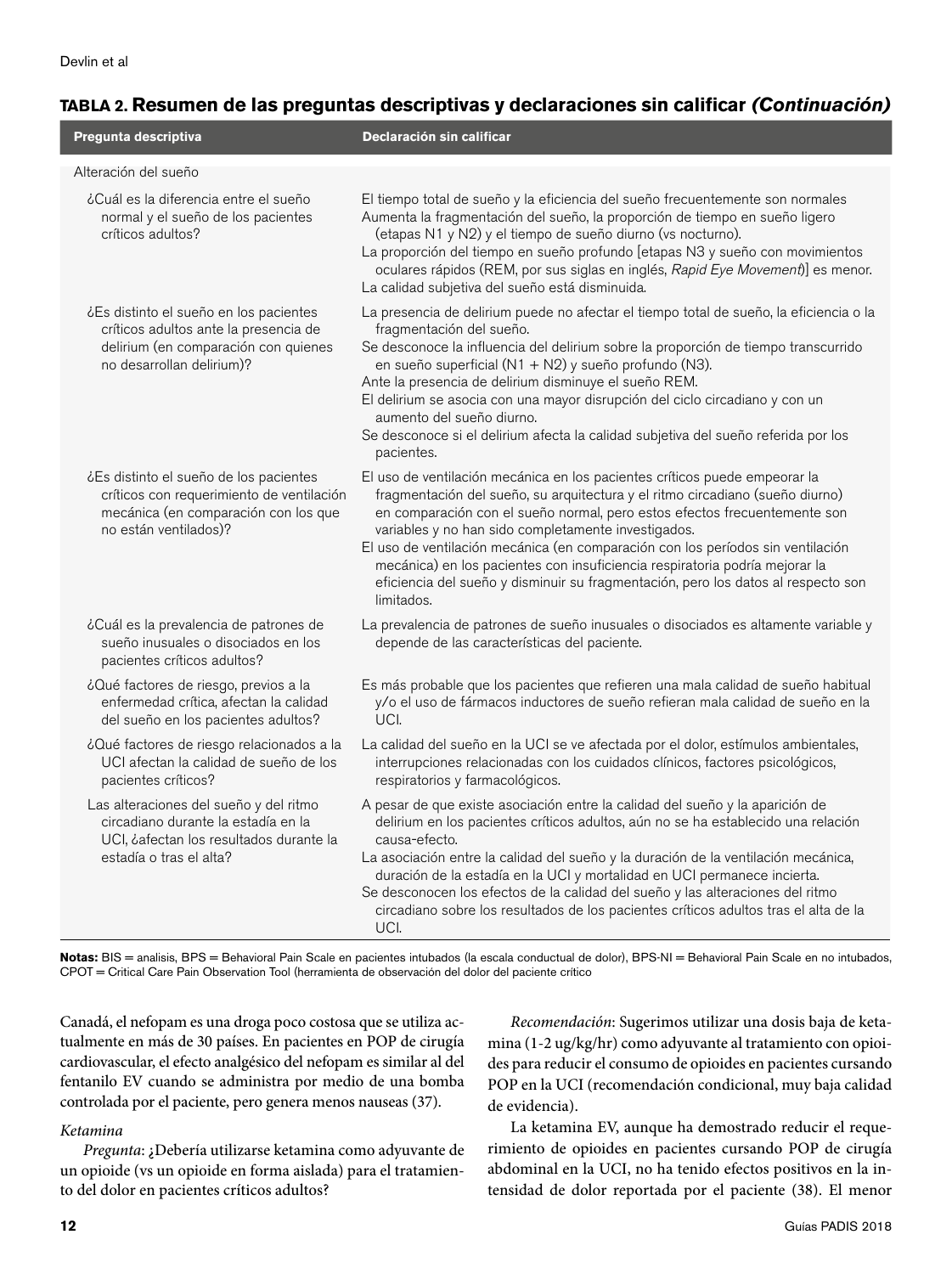**TABLA 2. Resumen de las preguntas descriptivas y declaraciones sin calificar *(Continuación)***

| Pregunta descriptiva | Declaración sin calificar |
|---|---|
| Alteración del sueño | |
| ¿Cuál es la diferencia entre el sueño normal y el sueño de los pacientes críticos adultos? | El tiempo total de sueño y la eficiencia del sueño frecuentemente son normales<br>Aumenta la fragmentación del sueño, la proporción de tiempo en sueño ligero (etapas N1 y N2) y el tiempo de sueño diurno (vs nocturno).<br>La proporción del tiempo en sueño profundo [etapas N3 y sueño con movimientos oculares rápidos (REM, por sus siglas en inglés, *Rapid Eye Movement*)] es menor.<br>La calidad subjetiva del sueño está disminuida. |
| ¿Es distinto el sueño en los pacientes críticos adultos ante la presencia de delirium (en comparación con quienes no desarrollan delirium)? | La presencia de delirium puede no afectar el tiempo total de sueño, la eficiencia o la fragmentación del sueño.<br>Se desconoce la influencia del delirium sobre la proporción de tiempo transcurrido en sueño superficial (N1 + N2) y sueño profundo (N3).<br>Ante la presencia de delirium disminuye el sueño REM.<br>El delirium se asocia con una mayor disrupción del ciclo circadiano y con un aumento del sueño diurno.<br>Se desconoce si el delirium afecta la calidad subjetiva del sueño referida por los pacientes. |
| ¿Es distinto el sueño de los pacientes críticos con requerimiento de ventilación mecánica (en comparación con los que no están ventilados)? | El uso de ventilación mecánica en los pacientes críticos puede empeorar la fragmentación del sueño, su arquitectura y el ritmo circadiano (sueño diurno) en comparación con el sueño normal, pero estos efectos frecuentemente son variables y no han sido completamente investigados.<br>El uso de ventilación mecánica (en comparación con los períodos sin ventilación mecánica) en los pacientes con insuficiencia respiratoria podría mejorar la eficiencia del sueño y disminuir su fragmentación, pero los datos al respecto son limitados. |
| ¿Cuál es la prevalencia de patrones de sueño inusuales o disociados en los pacientes críticos adultos? | La prevalencia de patrones de sueño inusuales o disociados es altamente variable y depende de las características del paciente. |
| ¿Qué factores de riesgo, previos a la enfermedad crítica, afectan la calidad del sueño en los pacientes adultos? | Es más probable que los pacientes que refieren una mala calidad de sueño habitual y/o el uso de fármacos inductores de sueño refieran mala calidad de sueño en la UCI. |
| ¿Qué factores de riesgo relacionados a la UCI afectan la calidad de sueño de los pacientes críticos? | La calidad del sueño en la UCI se ve afectada por el dolor, estímulos ambientales, interrupciones relacionadas con los cuidados clínicos, factores psicológicos, respiratorios y farmacológicos. |
| Las alteraciones del sueño y del ritmo circadiano durante la estadía en la UCI, ¿afectan los resultados durante la estadía o tras el alta? | A pesar de que existe asociación entre la calidad del sueño y la aparición de delirium en los pacientes críticos adultos, aún no se ha establecido una relación causa-efecto.<br>La asociación entre la calidad del sueño y la duración de la ventilación mecánica, duración de la estadía en la UCI y mortalidad en UCI permanece incierta.<br>Se desconocen los efectos de la calidad del sueño y las alteraciones del ritmo circadiano sobre los resultados de los pacientes críticos adultos tras el alta de la UCI. |

**Notas:** BIS = analisis, BPS = Behavioral Pain Scale en pacientes intubados (la escala conductual de dolor), BPS-NI = Behavioral Pain Scale en no intubados, CPOT = Critical Care Pain Observation Tool (herramienta de observación del dolor del paciente critico

Canadá, el nefopam es una droga poco costosa que se utiliza actualmente en más de 30 países. En pacientes en POP de cirugía cardiovascular, el efecto analgésico del nefopam es similar al del fentanilo EV cuando se administra por medio de una bomba controlada por el paciente, pero genera menos nauseas (37).

*Ketamina*

*Pregunta*: ¿Debería utilizarse ketamina como adyuvante de un opioide (vs un opioide en forma aislada) para el tratamiento del dolor en pacientes críticos adultos?

*Recomendación*: Sugerimos utilizar una dosis baja de ketamina (1-2 ug/kg/hr) como adyuvante al tratamiento con opioides para reducir el consumo de opioides en pacientes cursando POP en la UCI (recomendación condicional, muy baja calidad de evidencia).

La ketamina EV, aunque ha demostrado reducir el requerimiento de opioides en pacientes cursando POP de cirugía abdominal en la UCI, no ha tenido efectos positivos en la intensidad de dolor reportada por el paciente (38). El menor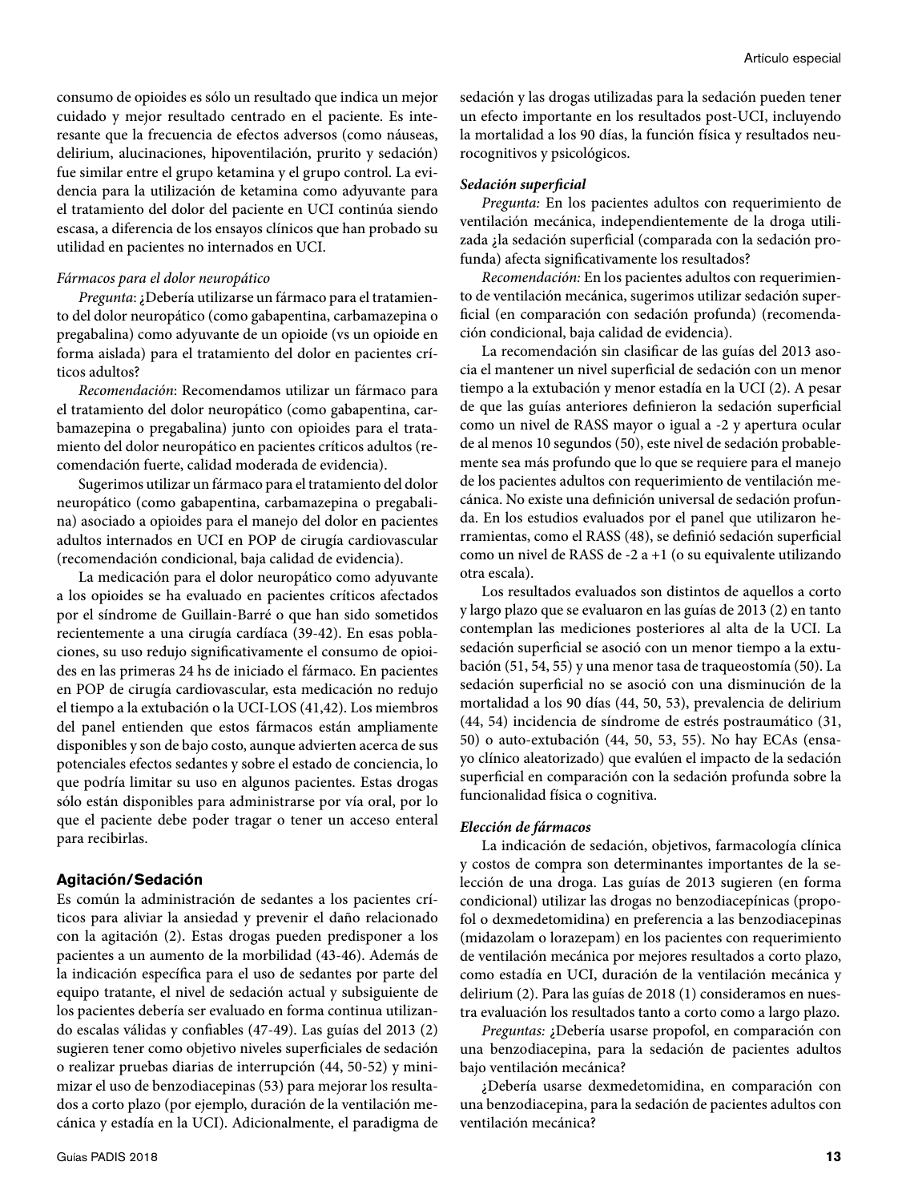consumo de opioides es sólo un resultado que indica un mejor cuidado y mejor resultado centrado en el paciente. Es interesante que la frecuencia de efectos adversos (como náuseas, delirium, alucinaciones, hipoventilación, prurito y sedación) fue similar entre el grupo ketamina y el grupo control. La evidencia para la utilización de ketamina como adyuvante para el tratamiento del dolor del paciente en UCI continúa siendo escasa, a diferencia de los ensayos clínicos que han probado su utilidad en pacientes no internados en UCI.

*Fármacos para el dolor neuropático*

*Pregunta*: ¿Debería utilizarse un fármaco para el tratamiento del dolor neuropático (como gabapentina, carbamazepina o pregabalina) como adyuvante de un opioide (vs un opioide en forma aislada) para el tratamiento del dolor en pacientes críticos adultos?

*Recomendación*: Recomendamos utilizar un fármaco para el tratamiento del dolor neuropático (como gabapentina, carbamazepina o pregabalina) junto con opioides para el tratamiento del dolor neuropático en pacientes críticos adultos (recomendación fuerte, calidad moderada de evidencia).

Sugerimos utilizar un fármaco para el tratamiento del dolor neuropático (como gabapentina, carbamazepina o pregabalina) asociado a opioides para el manejo del dolor en pacientes adultos internados en UCI en POP de cirugía cardiovascular (recomendación condicional, baja calidad de evidencia).

La medicación para el dolor neuropático como adyuvante a los opioides se ha evaluado en pacientes críticos afectados por el síndrome de Guillain-Barré o que han sido sometidos recientemente a una cirugía cardíaca (39-42). En esas poblaciones, su uso redujo significativamente el consumo de opioides en las primeras 24 hs de iniciado el fármaco. En pacientes en POP de cirugía cardiovascular, esta medicación no redujo el tiempo a la extubación o la UCI-LOS (41,42). Los miembros del panel entienden que estos fármacos están ampliamente disponibles y son de bajo costo, aunque advierten acerca de sus potenciales efectos sedantes y sobre el estado de conciencia, lo que podría limitar su uso en algunos pacientes. Estas drogas sólo están disponibles para administrarse por vía oral, por lo que el paciente debe poder tragar o tener un acceso enteral para recibirlas.

## Agitación/Sedación

Es común la administración de sedantes a los pacientes críticos para aliviar la ansiedad y prevenir el daño relacionado con la agitación (2). Estas drogas pueden predisponer a los pacientes a un aumento de la morbilidad (43-46). Además de la indicación específica para el uso de sedantes por parte del equipo tratante, el nivel de sedación actual y subsiguiente de los pacientes debería ser evaluado en forma continua utilizando escalas válidas y confiables (47-49). Las guías del 2013 (2) sugieren tener como objetivo niveles superficiales de sedación o realizar pruebas diarias de interrupción (44, 50-52) y minimizar el uso de benzodiacepinas (53) para mejorar los resultados a corto plazo (por ejemplo, duración de la ventilación mecánica y estadía en la UCI). Adicionalmente, el paradigma de sedación y las drogas utilizadas para la sedación pueden tener un efecto importante en los resultados post-UCI, incluyendo la mortalidad a los 90 días, la función física y resultados neurocognitivos y psicológicos.

### *Sedación superficial*

*Pregunta:* En los pacientes adultos con requerimiento de ventilación mecánica, independientemente de la droga utilizada ¿la sedación superficial (comparada con la sedación profunda) afecta significativamente los resultados?

*Recomendación:* En los pacientes adultos con requerimiento de ventilación mecánica, sugerimos utilizar sedación superficial (en comparación con sedación profunda) (recomendación condicional, baja calidad de evidencia).

La recomendación sin clasificar de las guías del 2013 asocia el mantener un nivel superficial de sedación con un menor tiempo a la extubación y menor estadía en la UCI (2). A pesar de que las guías anteriores definieron la sedación superficial como un nivel de RASS mayor o igual a -2 y apertura ocular de al menos 10 segundos (50), este nivel de sedación probablemente sea más profundo que lo que se requiere para el manejo de los pacientes adultos con requerimiento de ventilación mecánica. No existe una definición universal de sedación profunda. En los estudios evaluados por el panel que utilizaron herramientas, como el RASS (48), se definió sedación superficial como un nivel de RASS de -2 a +1 (o su equivalente utilizando otra escala).

Los resultados evaluados son distintos de aquellos a corto y largo plazo que se evaluaron en las guías de 2013 (2) en tanto contemplan las mediciones posteriores al alta de la UCI. La sedación superficial se asoció con un menor tiempo a la extubación (51, 54, 55) y una menor tasa de traqueostomía (50). La sedación superficial no se asoció con una disminución de la mortalidad a los 90 días (44, 50, 53), prevalencia de delirium (44, 54) incidencia de síndrome de estrés postraumático (31, 50) o auto-extubación (44, 50, 53, 55). No hay ECAs (ensayo clínico aleatorizado) que evalúen el impacto de la sedación superficial en comparación con la sedación profunda sobre la funcionalidad física o cognitiva.

### *Elección de fármacos*

La indicación de sedación, objetivos, farmacología clínica y costos de compra son determinantes importantes de la selección de una droga. Las guías de 2013 sugieren (en forma condicional) utilizar las drogas no benzodiacepínicas (propofol o dexmedetomidina) en preferencia a las benzodiacepinas (midazolam o lorazepam) en los pacientes con requerimiento de ventilación mecánica por mejores resultados a corto plazo, como estadía en UCI, duración de la ventilación mecánica y delirium (2). Para las guías de 2018 (1) consideramos en nuestra evaluación los resultados tanto a corto como a largo plazo.

*Preguntas:* ¿Debería usarse propofol, en comparación con una benzodiacepina, para la sedación de pacientes adultos bajo ventilación mecánica?

¿Debería usarse dexmedetomidina, en comparación con una benzodiacepina, para la sedación de pacientes adultos con ventilación mecánica?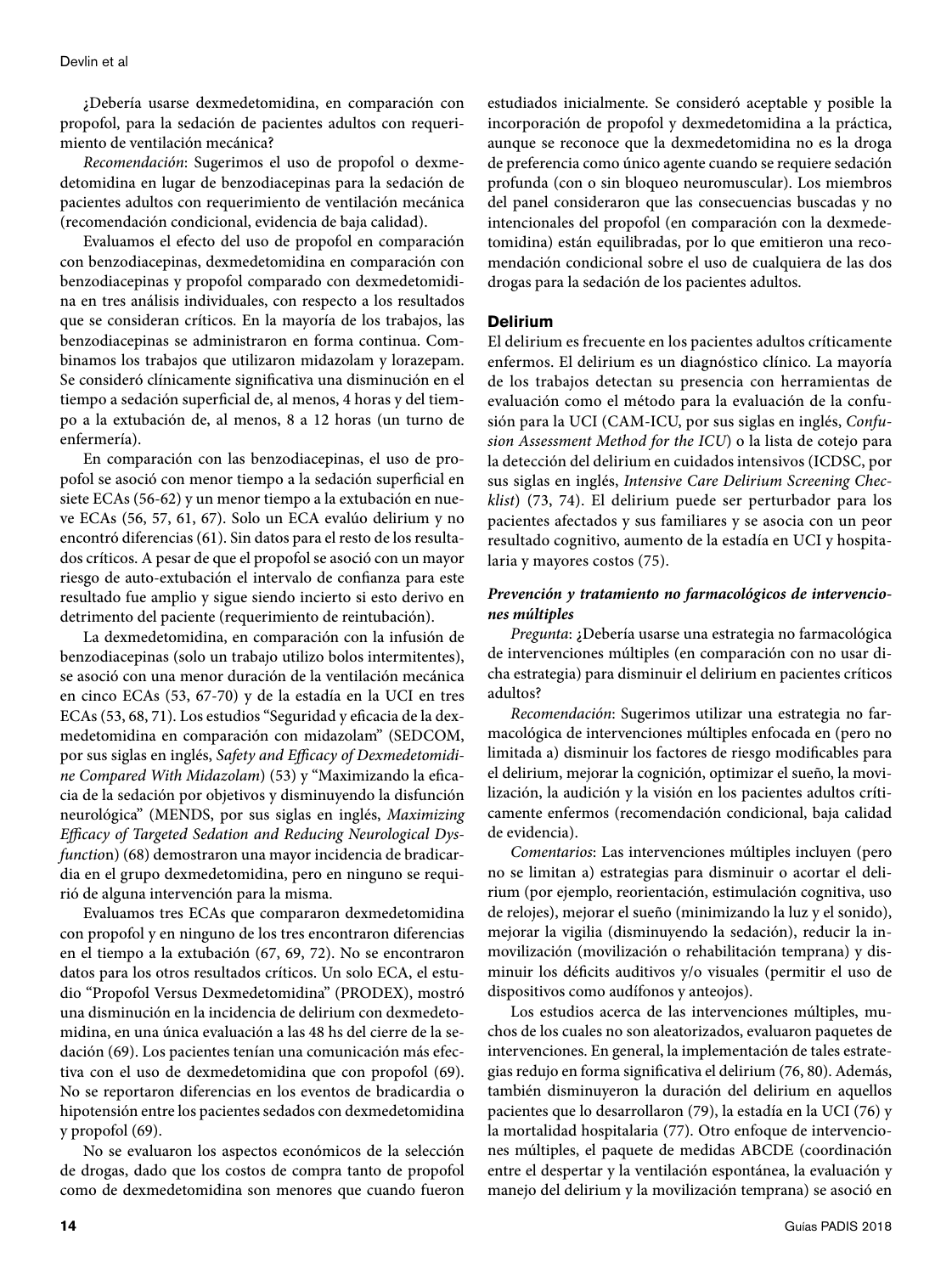¿Debería usarse dexmedetomidina, en comparación con propofol, para la sedación de pacientes adultos con requerimiento de ventilación mecánica?

*Recomendación*: Sugerimos el uso de propofol o dexmedetomidina en lugar de benzodiacepinas para la sedación de pacientes adultos con requerimiento de ventilación mecánica (recomendación condicional, evidencia de baja calidad).

Evaluamos el efecto del uso de propofol en comparación con benzodiacepinas, dexmedetomidina en comparación con benzodiacepinas y propofol comparado con dexmedetomidina en tres análisis individuales, con respecto a los resultados que se consideran críticos. En la mayoría de los trabajos, las benzodiacepinas se administraron en forma continua. Combinamos los trabajos que utilizaron midazolam y lorazepam. Se consideró clínicamente significativa una disminución en el tiempo a sedación superficial de, al menos, 4 horas y del tiempo a la extubación de, al menos, 8 a 12 horas (un turno de enfermería).

En comparación con las benzodiacepinas, el uso de propofol se asoció con menor tiempo a la sedación superficial en siete ECAs (56-62) y un menor tiempo a la extubación en nueve ECAs (56, 57, 61, 67). Solo un ECA evalúo delirium y no encontró diferencias (61). Sin datos para el resto de los resultados críticos. A pesar de que el propofol se asoció con un mayor riesgo de auto-extubación el intervalo de confianza para este resultado fue amplio y sigue siendo incierto si esto derivo en detrimento del paciente (requerimiento de reintubación).

La dexmedetomidina, en comparación con la infusión de benzodiacepinas (solo un trabajo utilizo bolos intermitentes), se asoció con una menor duración de la ventilación mecánica en cinco ECAs (53, 67-70) y de la estadía en la UCI en tres ECAs (53, 68, 71). Los estudios "Seguridad y eficacia de la dexmedetomidina en comparación con midazolam" (SEDCOM, por sus siglas en inglés, *Safety and Efficacy of Dexmedetomidine Compared With Midazolam*) (53) y "Maximizando la eficacia de la sedación por objetivos y disminuyendo la disfunción neurológica" (MENDS, por sus siglas en inglés, *Maximizing Efficacy of Targeted Sedation and Reducing Neurological Dysfunction*) (68) demostraron una mayor incidencia de bradicardia en el grupo dexmedetomidina, pero en ninguno se requirió de alguna intervención para la misma.

Evaluamos tres ECAs que compararon dexmedetomidina con propofol y en ninguno de los tres encontraron diferencias en el tiempo a la extubación (67, 69, 72). No se encontraron datos para los otros resultados críticos. Un solo ECA, el estudio "Propofol Versus Dexmedetomidina" (PRODEX), mostró una disminución en la incidencia de delirium con dexmedetomidina, en una única evaluación a las 48 hs del cierre de la sedación (69). Los pacientes tenían una comunicación más efectiva con el uso de dexmedetomidina que con propofol (69). No se reportaron diferencias en los eventos de bradicardia o hipotensión entre los pacientes sedados con dexmedetomidina y propofol (69).

No se evaluaron los aspectos económicos de la selección de drogas, dado que los costos de compra tanto de propofol como de dexmedetomidina son menores que cuando fueron estudiados inicialmente. Se consideró aceptable y posible la incorporación de propofol y dexmedetomidina a la práctica, aunque se reconoce que la dexmedetomidina no es la droga de preferencia como único agente cuando se requiere sedación profunda (con o sin bloqueo neuromuscular). Los miembros del panel consideraron que las consecuencias buscadas y no intencionales del propofol (en comparación con la dexmedetomidina) están equilibradas, por lo que emitieron una recomendación condicional sobre el uso de cualquiera de las dos drogas para la sedación de los pacientes adultos.

## Delirium

El delirium es frecuente en los pacientes adultos críticamente enfermos. El delirium es un diagnóstico clínico. La mayoría de los trabajos detectan su presencia con herramientas de evaluación como el método para la evaluación de la confusión para la UCI (CAM-ICU, por sus siglas en inglés, *Confusion Assessment Method for the ICU*) o la lista de cotejo para la detección del delirium en cuidados intensivos (ICDSC, por sus siglas en inglés, *Intensive Care Delirium Screening Checklist*) (73, 74). El delirium puede ser perturbador para los pacientes afectados y sus familiares y se asocia con un peor resultado cognitivo, aumento de la estadía en UCI y hospitalaria y mayores costos (75).

### *Prevención y tratamiento no farmacológicos de intervenciones múltiples*

*Pregunta*: ¿Debería usarse una estrategia no farmacológica de intervenciones múltiples (en comparación con no usar dicha estrategia) para disminuir el delirium en pacientes críticos adultos?

*Recomendación*: Sugerimos utilizar una estrategia no farmacológica de intervenciones múltiples enfocada en (pero no limitada a) disminuir los factores de riesgo modificables para el delirium, mejorar la cognición, optimizar el sueño, la movilización, la audición y la visión en los pacientes adultos críticamente enfermos (recomendación condicional, baja calidad de evidencia).

*Comentarios*: Las intervenciones múltiples incluyen (pero no se limitan a) estrategias para disminuir o acortar el delirium (por ejemplo, reorientación, estimulación cognitiva, uso de relojes), mejorar el sueño (minimizando la luz y el sonido), mejorar la vigilia (disminuyendo la sedación), reducir la inmovilización (movilización o rehabilitación temprana) y disminuir los déficits auditivos y/o visuales (permitir el uso de dispositivos como audífonos y anteojos).

Los estudios acerca de las intervenciones múltiples, muchos de los cuales no son aleatorizados, evaluaron paquetes de intervenciones. En general, la implementación de tales estrategias redujo en forma significativa el delirium (76, 80). Además, también disminuyeron la duración del delirium en aquellos pacientes que lo desarrollaron (79), la estadía en la UCI (76) y la mortalidad hospitalaria (77). Otro enfoque de intervenciones múltiples, el paquete de medidas ABCDE (coordinación entre el despertar y la ventilación espontánea, la evaluación y manejo del delirium y la movilización temprana) se asoció en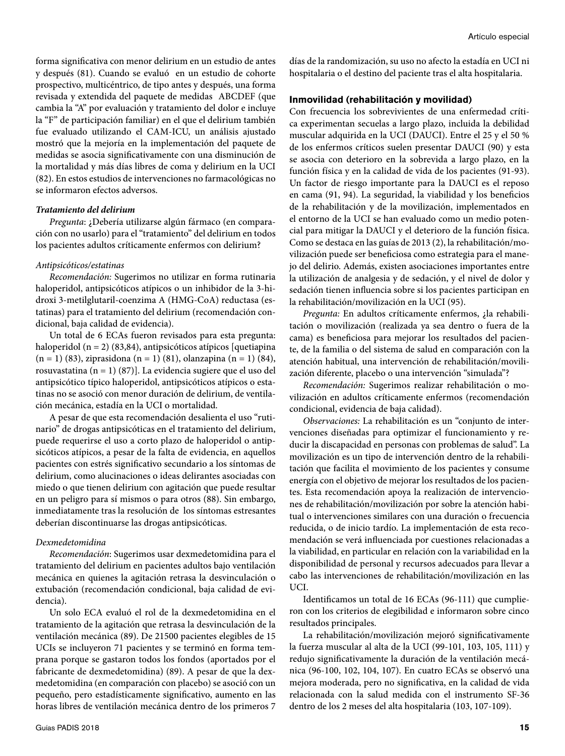forma significativa con menor delirium en un estudio de antes y después (81). Cuando se evaluó en un estudio de cohorte prospectivo, multicéntrico, de tipo antes y después, una forma revisada y extendida del paquete de medidas ABCDEF (que cambia la "A" por evaluación y tratamiento del dolor e incluye la "F" de participación familiar) en el que el delirium también fue evaluado utilizando el CAM-ICU, un análisis ajustado mostró que la mejoría en la implementación del paquete de medidas se asocia significativamente con una disminución de la mortalidad y más días libres de coma y delirium en la UCI (82). En estos estudios de intervenciones no farmacológicas no se informaron efectos adversos.

***Tratamiento del delirium***

*Pregunta*: ¿Debería utilizarse algún fármaco (en comparación con no usarlo) para el "tratamiento" del delirium en todos los pacientes adultos críticamente enfermos con delirium?

*Antipsicóticos/estatinas*

*Recomendación:* Sugerimos no utilizar en forma rutinaria haloperidol, antipsicóticos atípicos o un inhibidor de la 3-hidroxi 3-metilglutaril-coenzima A (HMG-CoA) reductasa (estatinas) para el tratamiento del delirium (recomendación condicional, baja calidad de evidencia).

Un total de 6 ECAs fueron revisados para esta pregunta: haloperidol (n = 2) (83,84), antipsicóticos atípicos [quetiapina (n = 1) (83), ziprasidona (n = 1) (81), olanzapina (n = 1) (84), rosuvastatina (n = 1) (87)]. La evidencia sugiere que el uso del antipsicótico típico haloperidol, antipsicóticos atípicos o estatinas no se asoció con menor duración de delirium, de ventilación mecánica, estadía en la UCI o mortalidad.

A pesar de que esta recomendación desalienta el uso "rutinario" de drogas antipsicóticas en el tratamiento del delirium, puede requerirse el uso a corto plazo de haloperidol o antipsicóticos atípicos, a pesar de la falta de evidencia, en aquellos pacientes con estrés significativo secundario a los síntomas de delirium, como alucinaciones o ideas delirantes asociadas con miedo o que tienen delirium con agitación que puede resultar en un peligro para sí mismos o para otros (88). Sin embargo, inmediatamente tras la resolución de los síntomas estresantes deberían discontinuarse las drogas antipsicóticas.

*Dexmedetomidina*

*Recomendación*: Sugerimos usar dexmedetomidina para el tratamiento del delirium en pacientes adultos bajo ventilación mecánica en quienes la agitación retrasa la desvinculación o extubación (recomendación condicional, baja calidad de evidencia).

Un solo ECA evaluó el rol de la dexmedetomidina en el tratamiento de la agitación que retrasa la desvinculación de la ventilación mecánica (89). De 21500 pacientes elegibles de 15 UCIs se incluyeron 71 pacientes y se terminó en forma temprana porque se gastaron todos los fondos (aportados por el fabricante de dexmedetomidina) (89). A pesar de que la dexmedetomidina (en comparación con placebo) se asoció con un pequeño, pero estadísticamente significativo, aumento en las horas libres de ventilación mecánica dentro de los primeros 7 días de la randomización, su uso no afecto la estadía en UCI ni hospitalaria o el destino del paciente tras el alta hospitalaria.

### Inmovilidad (rehabilitación y movilidad)

Con frecuencia los sobrevivientes de una enfermedad crítica experimentan secuelas a largo plazo, incluida la debilidad muscular adquirida en la UCI (DAUCI). Entre el 25 y el 50 % de los enfermos críticos suelen presentar DAUCI (90) y esta se asocia con deterioro en la sobrevida a largo plazo, en la función física y en la calidad de vida de los pacientes (91-93). Un factor de riesgo importante para la DAUCI es el reposo en cama (91, 94). La seguridad, la viabilidad y los beneficios de la rehabilitación y de la movilización, implementados en el entorno de la UCI se han evaluado como un medio potencial para mitigar la DAUCI y el deterioro de la función física. Como se destaca en las guías de 2013 (2), la rehabilitación/movilización puede ser beneficiosa como estrategia para el manejo del delirio. Además, existen asociaciones importantes entre la utilización de analgesia y de sedación, y el nivel de dolor y sedación tienen influencia sobre si los pacientes participan en la rehabilitación/movilización en la UCI (95).

*Pregunta:* En adultos críticamente enfermos, ¿la rehabilitación o movilización (realizada ya sea dentro o fuera de la cama) es beneficiosa para mejorar los resultados del paciente, de la familia o del sistema de salud en comparación con la atención habitual, una intervención de rehabilitación/movilización diferente, placebo o una intervención "simulada"?

*Recomendación:* Sugerimos realizar rehabilitación o movilización en adultos críticamente enfermos (recomendación condicional, evidencia de baja calidad).

*Observaciones:* La rehabilitación es un "conjunto de intervenciones diseñadas para optimizar el funcionamiento y reducir la discapacidad en personas con problemas de salud". La movilización es un tipo de intervención dentro de la rehabilitación que facilita el movimiento de los pacientes y consume energía con el objetivo de mejorar los resultados de los pacientes. Esta recomendación apoya la realización de intervenciones de rehabilitación/movilización por sobre la atención habitual o intervenciones similares con una duración o frecuencia reducida, o de inicio tardío. La implementación de esta recomendación se verá influenciada por cuestiones relacionadas a la viabilidad, en particular en relación con la variabilidad en la disponibilidad de personal y recursos adecuados para llevar a cabo las intervenciones de rehabilitación/movilización en las UCI.

Identificamos un total de 16 ECAs (96-111) que cumplieron con los criterios de elegibilidad e informaron sobre cinco resultados principales.

La rehabilitación/movilización mejoró significativamente la fuerza muscular al alta de la UCI (99-101, 103, 105, 111) y redujo significativamente la duración de la ventilación mecánica (96-100, 102, 104, 107). En cuatro ECAs se observó una mejora moderada, pero no significativa, en la calidad de vida relacionada con la salud medida con el instrumento SF-36 dentro de los 2 meses del alta hospitalaria (103, 107-109).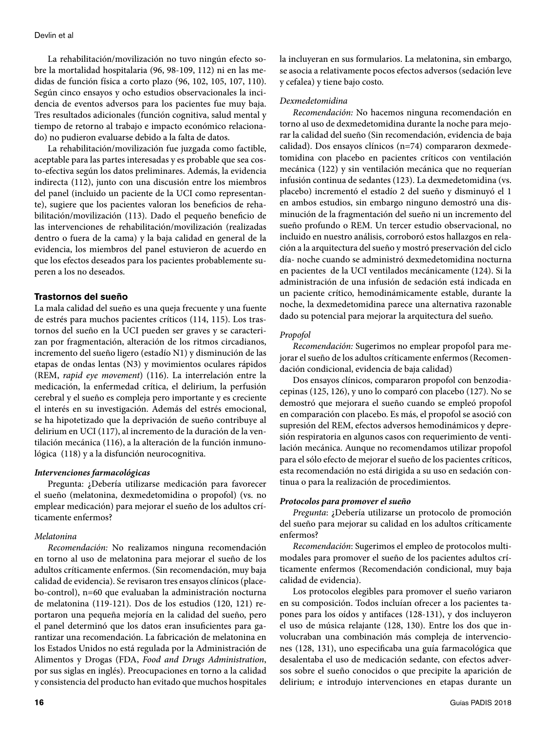La rehabilitación/movilización no tuvo ningún efecto sobre la mortalidad hospitalaria (96, 98-109, 112) ni en las medidas de función física a corto plazo (96, 102, 105, 107, 110). Según cinco ensayos y ocho estudios observacionales la incidencia de eventos adversos para los pacientes fue muy baja. Tres resultados adicionales (función cognitiva, salud mental y tiempo de retorno al trabajo e impacto económico relacionado) no pudieron evaluarse debido a la falta de datos.

La rehabilitación/movilización fue juzgada como factible, aceptable para las partes interesadas y es probable que sea costo-efectiva según los datos preliminares. Además, la evidencia indirecta (112), junto con una discusión entre los miembros del panel (incluido un paciente de la UCI como representante), sugiere que los pacientes valoran los beneficios de rehabilitación/movilización (113). Dado el pequeño beneficio de las intervenciones de rehabilitación/movilización (realizadas dentro o fuera de la cama) y la baja calidad en general de la evidencia, los miembros del panel estuvieron de acuerdo en que los efectos deseados para los pacientes probablemente superen a los no deseados.

## Trastornos del sueño

La mala calidad del sueño es una queja frecuente y una fuente de estrés para muchos pacientes críticos (114, 115). Los trastornos del sueño en la UCI pueden ser graves y se caracterizan por fragmentación, alteración de los ritmos circadianos, incremento del sueño ligero (estadío N1) y disminución de las etapas de ondas lentas (N3) y movimientos oculares rápidos (REM, *rapid eye movement*) (116). La interrelación entre la medicación, la enfermedad crítica, el delirium, la perfusión cerebral y el sueño es compleja pero importante y es creciente el interés en su investigación. Además del estrés emocional, se ha hipotetizado que la deprivación de sueño contribuye al delirium en UCI (117), al incremento de la duración de la ventilación mecánica (116), a la alteración de la función inmunológica (118) y a la disfunción neurocognitiva.

### *Intervenciones farmacológicas*

Pregunta: ¿Debería utilizarse medicación para favorecer el sueño (melatonina, dexmedetomidina o propofol) (vs. no emplear medicación) para mejorar el sueño de los adultos críticamente enfermos?

#### *Melatonina*

*Recomendación:* No realizamos ninguna recomendación en torno al uso de melatonina para mejorar el sueño de los adultos críticamente enfermos. (Sin recomendación, muy baja calidad de evidencia). Se revisaron tres ensayos clínicos (placebo-control), n=60 que evaluaban la administración nocturna de melatonina (119-121). Dos de los estudios (120, 121) reportaron una pequeña mejoría en la calidad del sueño, pero el panel determinó que los datos eran insuficientes para garantizar una recomendación. La fabricación de melatonina en los Estados Unidos no está regulada por la Administración de Alimentos y Drogas (FDA, *Food and Drugs Administration*, por sus siglas en inglés). Preocupaciones en torno a la calidad y consistencia del producto han evitado que muchos hospitales la incluyeran en sus formularios. La melatonina, sin embargo, se asocia a relativamente pocos efectos adversos (sedación leve y cefalea) y tiene bajo costo.

#### *Dexmedetomidina*

*Recomendación:* No hacemos ninguna recomendación en torno al uso de dexmedetomidina durante la noche para mejorar la calidad del sueño (Sin recomendación, evidencia de baja calidad). Dos ensayos clínicos (n=74) compararon dexmedetomidina con placebo en pacientes críticos con ventilación mecánica (122) y sin ventilación mecánica que no requerían infusión continua de sedantes (123). La dexmedetomidina (vs. placebo) incrementó el estadío 2 del sueño y disminuyó el 1 en ambos estudios, sin embargo ninguno demostró una disminución de la fragmentación del sueño ni un incremento del sueño profundo o REM. Un tercer estudio observacional, no incluido en nuestro análisis, corroboró estos hallazgos en relación a la arquitectura del sueño y mostró preservación del ciclo día- noche cuando se administró dexmedetomidina nocturna en pacientes de la UCI ventilados mecánicamente (124). Si la administración de una infusión de sedación está indicada en un paciente crítico, hemodinámicamente estable, durante la noche, la dexmedetomidina parece una alternativa razonable dado su potencial para mejorar la arquitectura del sueño.

#### *Propofol*

*Recomendación:* Sugerimos no emplear propofol para mejorar el sueño de los adultos críticamente enfermos (Recomendación condicional, evidencia de baja calidad)

Dos ensayos clínicos, compararon propofol con benzodiacepinas (125, 126), y uno lo comparó con placebo (127). No se demostró que mejorara el sueño cuando se empleó propofol en comparación con placebo. Es más, el propofol se asoció con supresión del REM, efectos adversos hemodinámicos y depresión respiratoria en algunos casos con requerimiento de ventilación mecánica. Aunque no recomendamos utilizar propofol para el sólo efecto de mejorar el sueño de los pacientes críticos, esta recomendación no está dirigida a su uso en sedación continua o para la realización de procedimientos.

### *Protocolos para promover el sueño*

*Pregunta*: ¿Debería utilizarse un protocolo de promoción del sueño para mejorar su calidad en los adultos críticamente enfermos?

*Recomendación*: Sugerimos el empleo de protocolos multimodales para promover el sueño de los pacientes adultos críticamente enfermos (Recomendación condicional, muy baja calidad de evidencia).

Los protocolos elegibles para promover el sueño variaron en su composición. Todos incluían ofrecer a los pacientes tapones para los oídos y antifaces (128-131), y dos incluyeron el uso de música relajante (128, 130). Entre los dos que involucraban una combinación más compleja de intervenciones (128, 131), uno especificaba una guía farmacológica que desalentaba el uso de medicación sedante, con efectos adversos sobre el sueño conocidos o que precipite la aparición de delirium; e introdujo intervenciones en etapas durante un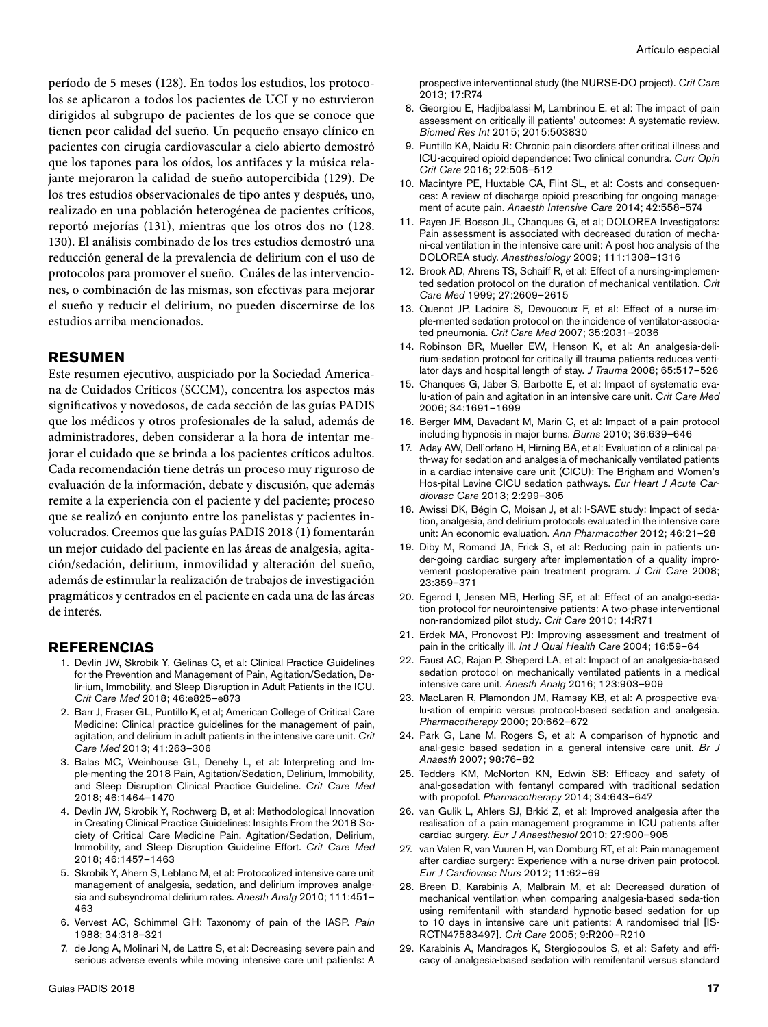período de 5 meses (128). En todos los estudios, los protocolos se aplicaron a todos los pacientes de UCI y no estuvieron dirigidos al subgrupo de pacientes de los que se conoce que tienen peor calidad del sueño. Un pequeño ensayo clínico en pacientes con cirugía cardiovascular a cielo abierto demostró que los tapones para los oídos, los antifaces y la música relajante mejoraron la calidad de sueño autopercibida (129). De los tres estudios observacionales de tipo antes y después, uno, realizado en una población heterogénea de pacientes críticos, reportó mejorías (131), mientras que los otros dos no (128. 130). El análisis combinado de los tres estudios demostró una reducción general de la prevalencia de delirium con el uso de protocolos para promover el sueño. Cuáles de las intervenciones, o combinación de las mismas, son efectivas para mejorar el sueño y reducir el delirium, no pueden discernirse de los estudios arriba mencionados.

## RESUMEN

Este resumen ejecutivo, auspiciado por la Sociedad Americana de Cuidados Críticos (SCCM), concentra los aspectos más significativos y novedosos, de cada sección de las guías PADIS que los médicos y otros profesionales de la salud, además de administradores, deben considerar a la hora de intentar mejorar el cuidado que se brinda a los pacientes críticos adultos. Cada recomendación tiene detrás un proceso muy riguroso de evaluación de la información, debate y discusión, que además remite a la experiencia con el paciente y del paciente; proceso que se realizó en conjunto entre los panelistas y pacientes involucrados. Creemos que las guías PADIS 2018 (1) fomentarán un mejor cuidado del paciente en las áreas de analgesia, agitación/sedación, delirium, inmovilidad y alteración del sueño, además de estimular la realización de trabajos de investigación pragmáticos y centrados en el paciente en cada una de las áreas de interés.

## REFERENCIAS

1. Devlin JW, Skrobik Y, Gelinas C, et al: Clinical Practice Guidelines for the Prevention and Management of Pain, Agitation/Sedation, Delir-ium, Immobility, and Sleep Disruption in Adult Patients in the ICU. *Crit Care Med* 2018; 46:e825–e873
2. Barr J, Fraser GL, Puntillo K, et al; American College of Critical Care Medicine: Clinical practice guidelines for the management of pain, agitation, and delirium in adult patients in the intensive care unit. *Crit Care Med* 2013; 41:263–306
3. Balas MC, Weinhouse GL, Denehy L, et al: Interpreting and Imple-menting the 2018 Pain, Agitation/Sedation, Delirium, Immobility, and Sleep Disruption Clinical Practice Guideline. *Crit Care Med* 2018; 46:1464–1470
4. Devlin JW, Skrobik Y, Rochwerg B, et al: Methodological Innovation in Creating Clinical Practice Guidelines: Insights From the 2018 Society of Critical Care Medicine Pain, Agitation/Sedation, Delirium, Immobility, and Sleep Disruption Guideline Effort. *Crit Care Med* 2018; 46:1457–1463
5. Skrobik Y, Ahern S, Leblanc M, et al: Protocolized intensive care unit management of analgesia, sedation, and delirium improves analgesia and subsyndromal delirium rates. *Anesth Analg* 2010; 111:451–463
6. Vervest AC, Schimmel GH: Taxonomy of pain of the IASP. *Pain* 1988; 34:318–321
7. de Jong A, Molinari N, de Lattre S, et al: Decreasing severe pain and serious adverse events while moving intensive care unit patients: A prospective interventional study (the NURSE-DO project). *Crit Care* 2013; 17:R74
8. Georgiou E, Hadjibalassi M, Lambrinou E, et al: The impact of pain assessment on critically ill patients' outcomes: A systematic review. *Biomed Res Int* 2015; 2015:503830
9. Puntillo KA, Naidu R: Chronic pain disorders after critical illness and ICU-acquired opioid dependence: Two clinical conundra. *Curr Opin Crit Care* 2016; 22:506–512
10. Macintyre PE, Huxtable CA, Flint SL, et al: Costs and consequences: A review of discharge opioid prescribing for ongoing management of acute pain. *Anaesth Intensive Care* 2014; 42:558–574
11. Payen JF, Bosson JL, Chanques G, et al; DOLOREA Investigators: Pain assessment is associated with decreased duration of mechani-cal ventilation in the intensive care unit: A post hoc analysis of the DOLOREA study. *Anesthesiology* 2009; 111:1308–1316
12. Brook AD, Ahrens TS, Schaiff R, et al: Effect of a nursing-implemented sedation protocol on the duration of mechanical ventilation. *Crit Care Med* 1999; 27:2609–2615
13. Quenot JP, Ladoire S, Devoucoux F, et al: Effect of a nurse-imple-mented sedation protocol on the incidence of ventilator-associated pneumonia. *Crit Care Med* 2007; 35:2031–2036
14. Robinson BR, Mueller EW, Henson K, et al: An analgesia-delirium-sedation protocol for critically ill trauma patients reduces ventilator days and hospital length of stay. *J Trauma* 2008; 65:517–526
15. Chanques G, Jaber S, Barbotte E, et al: Impact of systematic evalu-ation of pain and agitation in an intensive care unit. *Crit Care Med* 2006; 34:1691–1699
16. Berger MM, Davadant M, Marin C, et al: Impact of a pain protocol including hypnosis in major burns. *Burns* 2010; 36:639–646
17. Aday AW, Dell'orfano H, Hirning BA, et al: Evaluation of a clinical pa-th-way for sedation and analgesia of mechanically ventilated patients in a cardiac intensive care unit (CICU): The Brigham and Women's Hos-pital Levine CICU sedation pathways. *Eur Heart J Acute Cardiovasc Care* 2013; 2:299–305
18. Awissi DK, Bégin C, Moisan J, et al: I-SAVE study: Impact of sedation, analgesia, and delirium protocols evaluated in the intensive care unit: An economic evaluation. *Ann Pharmacother* 2012; 46:21–28
19. Diby M, Romand JA, Frick S, et al: Reducing pain in patients under-going cardiac surgery after implementation of a quality improvement postoperative pain treatment program. *J Crit Care* 2008; 23:359–371
20. Egerod I, Jensen MB, Herling SF, et al: Effect of an analgo-sedation protocol for neurointensive patients: A two-phase interventional non-randomized pilot study. *Crit Care* 2010; 14:R71
21. Erdek MA, Pronovost PJ: Improving assessment and treatment of pain in the critically ill. *Int J Qual Health Care* 2004; 16:59–64
22. Faust AC, Rajan P, Sheperd LA, et al: Impact of an analgesia-based sedation protocol on mechanically ventilated patients in a medical intensive care unit. *Anesth Analg* 2016; 123:903–909
23. MacLaren R, Plamondon JM, Ramsay KB, et al: A prospective evalu-ation of empiric versus protocol-based sedation and analgesia. *Pharmacotherapy* 2000; 20:662–672
24. Park G, Lane M, Rogers S, et al: A comparison of hypnotic and anal-gesic based sedation in a general intensive care unit. *Br J Anaesth* 2007; 98:76–82
25. Tedders KM, McNorton KN, Edwin SB: Efficacy and safety of anal-gosedation with fentanyl compared with traditional sedation with propofol. *Pharmacotherapy* 2014; 34:643–647
26. van Gulik L, Ahlers SJ, Brkić Z, et al: Improved analgesia after the realisation of a pain management programme in ICU patients after cardiac surgery. *Eur J Anaesthesiol* 2010; 27:900–905
27. van Valen R, van Vuuren H, van Domburg RT, et al: Pain management after cardiac surgery: Experience with a nurse-driven pain protocol. *Eur J Cardiovasc Nurs* 2012; 11:62–69
28. Breen D, Karabinis A, Malbrain M, et al: Decreased duration of mechanical ventilation when comparing analgesia-based seda-tion using remifentanil with standard hypnotic-based sedation for up to 10 days in intensive care unit patients: A randomised trial [IS-RCTN47583497]. *Crit Care* 2005; 9:R200–R210
29. Karabinis A, Mandragos K, Stergiopoulos S, et al: Safety and efficacy of analgesia-based sedation with remifentanil versus standard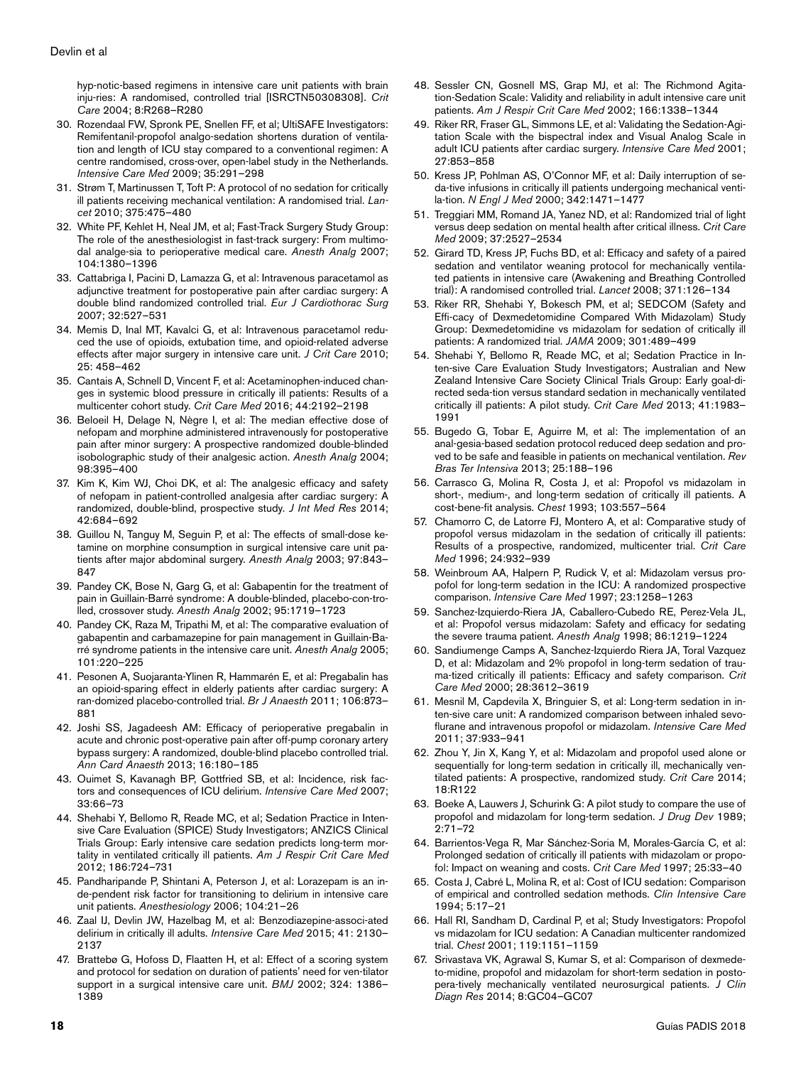hyp-notic-based regimens in intensive care unit patients with brain inju-ries: A randomised, controlled trial [ISRCTN50308308]. *Crit Care* 2004; 8:R268–R280

30. Rozendaal FW, Spronk PE, Snellen FF, et al; UltiSAFE Investigators: Remifentanil-propofol analgo-sedation shortens duration of ventilation and length of ICU stay compared to a conventional regimen: A centre randomised, cross-over, open-label study in the Netherlands. *Intensive Care Med* 2009; 35:291–298
31. Strøm T, Martinussen T, Toft P: A protocol of no sedation for critically ill patients receiving mechanical ventilation: A randomised trial. *Lancet* 2010; 375:475–480
32. White PF, Kehlet H, Neal JM, et al; Fast-Track Surgery Study Group: The role of the anesthesiologist in fast-track surgery: From multimodal analge-sia to perioperative medical care. *Anesth Analg* 2007; 104:1380–1396
33. Cattabriga I, Pacini D, Lamazza G, et al: Intravenous paracetamol as adjunctive treatment for postoperative pain after cardiac surgery: A double blind randomized controlled trial. *Eur J Cardiothorac Surg* 2007; 32:527–531
34. Memis D, Inal MT, Kavalci G, et al: Intravenous paracetamol reduced the use of opioids, extubation time, and opioid-related adverse effects after major surgery in intensive care unit. *J Crit Care* 2010; 25: 458–462
35. Cantais A, Schnell D, Vincent F, et al: Acetaminophen-induced changes in systemic blood pressure in critically ill patients: Results of a multicenter cohort study. *Crit Care Med* 2016; 44:2192–2198
36. Beloeil H, Delage N, Nègre I, et al: The median effective dose of nefopam and morphine administered intravenously for postoperative pain after minor surgery: A prospective randomized double-blinded isobolographic study of their analgesic action. *Anesth Analg* 2004; 98:395–400
37. Kim K, Kim WJ, Choi DK, et al: The analgesic efficacy and safety of nefopam in patient-controlled analgesia after cardiac surgery: A randomized, double-blind, prospective study. *J Int Med Res* 2014; 42:684–692
38. Guillou N, Tanguy M, Seguin P, et al: The effects of small-dose ketamine on morphine consumption in surgical intensive care unit patients after major abdominal surgery. *Anesth Analg* 2003; 97:843–847
39. Pandey CK, Bose N, Garg G, et al: Gabapentin for the treatment of pain in Guillain-Barré syndrome: A double-blinded, placebo-con-trolled, crossover study. *Anesth Analg* 2002; 95:1719–1723
40. Pandey CK, Raza M, Tripathi M, et al: The comparative evaluation of gabapentin and carbamazepine for pain management in Guillain-Barré syndrome patients in the intensive care unit. *Anesth Analg* 2005; 101:220–225
41. Pesonen A, Suojaranta-Ylinen R, Hammarén E, et al: Pregabalin has an opioid-sparing effect in elderly patients after cardiac surgery: A ran-domized placebo-controlled trial. *Br J Anaesth* 2011; 106:873–881
42. Joshi SS, Jagadeesh AM: Efficacy of perioperative pregabalin in acute and chronic post-operative pain after off-pump coronary artery bypass surgery: A randomized, double-blind placebo controlled trial. *Ann Card Anaesth* 2013; 16:180–185
43. Ouimet S, Kavanagh BP, Gottfried SB, et al: Incidence, risk factors and consequences of ICU delirium. *Intensive Care Med* 2007; 33:66–73
44. Shehabi Y, Bellomo R, Reade MC, et al; Sedation Practice in Intensive Care Evaluation (SPICE) Study Investigators; ANZICS Clinical Trials Group: Early intensive care sedation predicts long-term mortality in ventilated critically ill patients. *Am J Respir Crit Care Med* 2012; 186:724–731
45. Pandharipande P, Shintani A, Peterson J, et al: Lorazepam is an inde-pendent risk factor for transitioning to delirium in intensive care unit patients. *Anesthesiology* 2006; 104:21–26
46. Zaal IJ, Devlin JW, Hazelbag M, et al: Benzodiazepine-associ-ated delirium in critically ill adults. *Intensive Care Med* 2015; 41: 2130–2137
47. Brattebø G, Hofoss D, Flaatten H, et al: Effect of a scoring system and protocol for sedation on duration of patients' need for ven-tilator support in a surgical intensive care unit. *BMJ* 2002; 324: 1386–1389
48. Sessler CN, Gosnell MS, Grap MJ, et al: The Richmond Agitation-Sedation Scale: Validity and reliability in adult intensive care unit patients. *Am J Respir Crit Care Med* 2002; 166:1338–1344
49. Riker RR, Fraser GL, Simmons LE, et al: Validating the Sedation-Agitation Scale with the bispectral index and Visual Analog Scale in adult ICU patients after cardiac surgery. *Intensive Care Med* 2001; 27:853–858
50. Kress JP, Pohlman AS, O'Connor MF, et al: Daily interruption of seda-tive infusions in critically ill patients undergoing mechanical ventila-tion. *N Engl J Med* 2000; 342:1471–1477
51. Treggiari MM, Romand JA, Yanez ND, et al: Randomized trial of light versus deep sedation on mental health after critical illness. *Crit Care Med* 2009; 37:2527–2534
52. Girard TD, Kress JP, Fuchs BD, et al: Efficacy and safety of a paired sedation and ventilator weaning protocol for mechanically ventilated patients in intensive care (Awakening and Breathing Controlled trial): A randomised controlled trial. *Lancet* 2008; 371:126–134
53. Riker RR, Shehabi Y, Bokesch PM, et al; SEDCOM (Safety and Effi-cacy of Dexmedetomidine Compared With Midazolam) Study Group: Dexmedetomidine vs midazolam for sedation of critically ill patients: A randomized trial. *JAMA* 2009; 301:489–499
54. Shehabi Y, Bellomo R, Reade MC, et al; Sedation Practice in Inten-sive Care Evaluation Study Investigators; Australian and New Zealand Intensive Care Society Clinical Trials Group: Early goal-directed seda-tion versus standard sedation in mechanically ventilated critically ill patients: A pilot study. *Crit Care Med* 2013; 41:1983–1991
55. Bugedo G, Tobar E, Aguirre M, et al: The implementation of an anal-gesia-based sedation protocol reduced deep sedation and proved to be safe and feasible in patients on mechanical ventilation. *Rev Bras Ter Intensiva* 2013; 25:188–196
56. Carrasco G, Molina R, Costa J, et al: Propofol vs midazolam in short-, medium-, and long-term sedation of critically ill patients. A cost-bene-fit analysis. *Chest* 1993; 103:557–564
57. Chamorro C, de Latorre FJ, Montero A, et al: Comparative study of propofol versus midazolam in the sedation of critically ill patients: Results of a prospective, randomized, multicenter trial. *Crit Care Med* 1996; 24:932–939
58. Weinbroum AA, Halpern P, Rudick V, et al: Midazolam versus propofol for long-term sedation in the ICU: A randomized prospective comparison. *Intensive Care Med* 1997; 23:1258–1263
59. Sanchez-Izquierdo-Riera JA, Caballero-Cubedo RE, Perez-Vela JL, et al: Propofol versus midazolam: Safety and efficacy for sedating the severe trauma patient. *Anesth Analg* 1998; 86:1219–1224
60. Sandiumenge Camps A, Sanchez-Izquierdo Riera JA, Toral Vazquez D, et al: Midazolam and 2% propofol in long-term sedation of trauma-tized critically ill patients: Efficacy and safety comparison. *Crit Care Med* 2000; 28:3612–3619
61. Mesnil M, Capdevila X, Bringuier S, et al: Long-term sedation in inten-sive care unit: A randomized comparison between inhaled sevoflurane and intravenous propofol or midazolam. *Intensive Care Med* 2011; 37:933–941
62. Zhou Y, Jin X, Kang Y, et al: Midazolam and propofol used alone or sequentially for long-term sedation in critically ill, mechanically ventilated patients: A prospective, randomized study. *Crit Care* 2014; 18:R122
63. Boeke A, Lauwers J, Schurink G: A pilot study to compare the use of propofol and midazolam for long-term sedation. *J Drug Dev* 1989; 2:71–72
64. Barrientos-Vega R, Mar Sánchez-Soria M, Morales-García C, et al: Prolonged sedation of critically ill patients with midazolam or propofol: Impact on weaning and costs. *Crit Care Med* 1997; 25:33–40
65. Costa J, Cabré L, Molina R, et al: Cost of ICU sedation: Comparison of empirical and controlled sedation methods. *Clin Intensive Care* 1994; 5:17–21
66. Hall RI, Sandham D, Cardinal P, et al; Study Investigators: Propofol vs midazolam for ICU sedation: A Canadian multicenter randomized trial. *Chest* 2001; 119:1151–1159
67. Srivastava VK, Agrawal S, Kumar S, et al: Comparison of dexmedeto-midine, propofol and midazolam for short-term sedation in postopera-tively mechanically ventilated neurosurgical patients. *J Clin Diagn Res* 2014; 8:GC04–GC07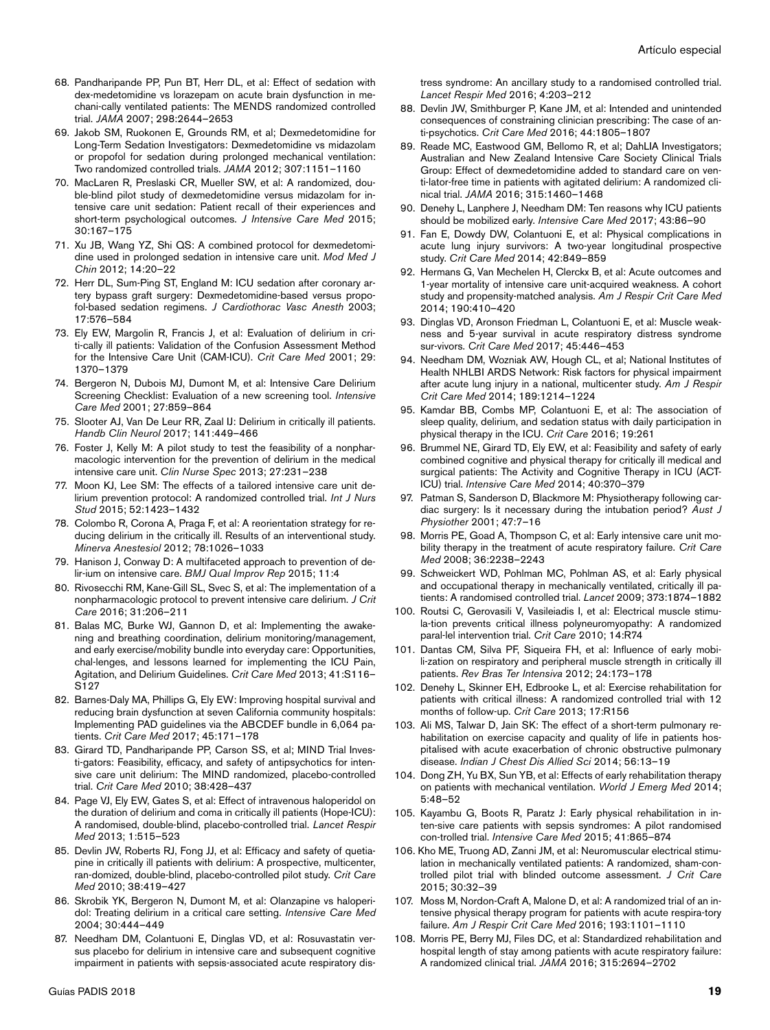68. Pandharipande PP, Pun BT, Herr DL, et al: Effect of sedation with dex-medetomidine vs lorazepam on acute brain dysfunction in mechani-cally ventilated patients: The MENDS randomized controlled trial. *JAMA* 2007; 298:2644–2653
69. Jakob SM, Ruokonen E, Grounds RM, et al; Dexmedetomidine for Long-Term Sedation Investigators: Dexmedetomidine vs midazolam or propofol for sedation during prolonged mechanical ventilation: Two randomized controlled trials. *JAMA* 2012; 307:1151–1160
70. MacLaren R, Preslaski CR, Mueller SW, et al: A randomized, double-blind pilot study of dexmedetomidine versus midazolam for intensive care unit sedation: Patient recall of their experiences and short-term psychological outcomes. *J Intensive Care Med* 2015; 30:167–175
71. Xu JB, Wang YZ, Shi QS: A combined protocol for dexmedetomidine used in prolonged sedation in intensive care unit. *Mod Med J Chin* 2012; 14:20–22
72. Herr DL, Sum-Ping ST, England M: ICU sedation after coronary artery bypass graft surgery: Dexmedetomidine-based versus propofol-based sedation regimens. *J Cardiothorac Vasc Anesth* 2003; 17:576–584
73. Ely EW, Margolin R, Francis J, et al: Evaluation of delirium in criti-cally ill patients: Validation of the Confusion Assessment Method for the Intensive Care Unit (CAM-ICU). *Crit Care Med* 2001; 29: 1370–1379
74. Bergeron N, Dubois MJ, Dumont M, et al: Intensive Care Delirium Screening Checklist: Evaluation of a new screening tool. *Intensive Care Med* 2001; 27:859–864
75. Slooter AJ, Van De Leur RR, Zaal IJ: Delirium in critically ill patients. *Handb Clin Neurol* 2017; 141:449–466
76. Foster J, Kelly M: A pilot study to test the feasibility of a nonpharmacologic intervention for the prevention of delirium in the medical intensive care unit. *Clin Nurse Spec* 2013; 27:231–238
77. Moon KJ, Lee SM: The effects of a tailored intensive care unit delirium prevention protocol: A randomized controlled trial. *Int J Nurs Stud* 2015; 52:1423–1432
78. Colombo R, Corona A, Praga F, et al: A reorientation strategy for reducing delirium in the critically ill. Results of an interventional study. *Minerva Anestesiol* 2012; 78:1026–1033
79. Hanison J, Conway D: A multifaceted approach to prevention of del-ium on intensive care. *BMJ Qual Improv Rep* 2015; 11:4
80. Rivosecchi RM, Kane-Gill SL, Svec S, et al: The implementation of a nonpharmacologic protocol to prevent intensive care delirium. *J Crit Care* 2016; 31:206–211
81. Balas MC, Burke WJ, Gannon D, et al: Implementing the awakening and breathing coordination, delirium monitoring/management, and early exercise/mobility bundle into everyday care: Opportunities, chal-lenges, and lessons learned for implementing the ICU Pain, Agitation, and Delirium Guidelines. *Crit Care Med* 2013; 41:S116–S127
82. Barnes-Daly MA, Phillips G, Ely EW: Improving hospital survival and reducing brain dysfunction at seven California community hospitals: Implementing PAD guidelines via the ABCDEF bundle in 6,064 patients. *Crit Care Med* 2017; 45:171–178
83. Girard TD, Pandharipande PP, Carson SS, et al; MIND Trial Investi-gators: Feasibility, efficacy, and safety of antipsychotics for intensive care unit delirium: The MIND randomized, placebo-controlled trial. *Crit Care Med* 2010; 38:428–437
84. Page VJ, Ely EW, Gates S, et al: Effect of intravenous haloperidol on the duration of delirium and coma in critically ill patients (Hope-ICU): A randomised, double-blind, placebo-controlled trial. *Lancet Respir Med* 2013; 1:515–523
85. Devlin JW, Roberts RJ, Fong JJ, et al: Efficacy and safety of quetiapine in critically ill patients with delirium: A prospective, multicenter, ran-domized, double-blind, placebo-controlled pilot study. *Crit Care Med* 2010; 38:419–427
86. Skrobik YK, Bergeron N, Dumont M, et al: Olanzapine vs haloperidol: Treating delirium in a critical care setting. *Intensive Care Med* 2004; 30:444–449
87. Needham DM, Colantuoni E, Dinglas VD, et al: Rosuvastatin versus placebo for delirium in intensive care and subsequent cognitive impairment in patients with sepsis-associated acute respiratory distress syndrome: An ancillary study to a randomised controlled trial. *Lancet Respir Med* 2016; 4:203–212
88. Devlin JW, Smithburger P, Kane JM, et al: Intended and unintended consequences of constraining clinician prescribing: The case of anti-psychotics. *Crit Care Med* 2016; 44:1805–1807
89. Reade MC, Eastwood GM, Bellomo R, et al; DahLIA Investigators; Australian and New Zealand Intensive Care Society Clinical Trials Group: Effect of dexmedetomidine added to standard care on venti-lator-free time in patients with agitated delirium: A randomized clinical trial. *JAMA* 2016; 315:1460–1468
90. Denehy L, Lanphere J, Needham DM: Ten reasons why ICU patients should be mobilized early. *Intensive Care Med* 2017; 43:86–90
91. Fan E, Dowdy DW, Colantuoni E, et al: Physical complications in acute lung injury survivors: A two-year longitudinal prospective study. *Crit Care Med* 2014; 42:849–859
92. Hermans G, Van Mechelen H, Clerckx B, et al: Acute outcomes and 1-year mortality of intensive care unit-acquired weakness. A cohort study and propensity-matched analysis. *Am J Respir Crit Care Med* 2014; 190:410–420
93. Dinglas VD, Aronson Friedman L, Colantuoni E, et al: Muscle weakness and 5-year survival in acute respiratory distress syndrome sur-vivors. *Crit Care Med* 2017; 45:446–453
94. Needham DM, Wozniak AW, Hough CL, et al; National Institutes of Health NHLBI ARDS Network: Risk factors for physical impairment after acute lung injury in a national, multicenter study. *Am J Respir Crit Care Med* 2014; 189:1214–1224
95. Kamdar BB, Combs MP, Colantuoni E, et al: The association of sleep quality, delirium, and sedation status with daily participation in physical therapy in the ICU. *Crit Care* 2016; 19:261
96. Brummel NE, Girard TD, Ely EW, et al: Feasibility and safety of early combined cognitive and physical therapy for critically ill medical and surgical patients: The Activity and Cognitive Therapy in ICU (ACT-ICU) trial. *Intensive Care Med* 2014; 40:370–379
97. Patman S, Sanderson D, Blackmore M: Physiotherapy following cardiac surgery: Is it necessary during the intubation period? *Aust J Physiother* 2001; 47:7–16
98. Morris PE, Goad A, Thompson C, et al: Early intensive care unit mobility therapy in the treatment of acute respiratory failure. *Crit Care Med* 2008; 36:2238–2243
99. Schweickert WD, Pohlman MC, Pohlman AS, et al: Early physical and occupational therapy in mechanically ventilated, critically ill patients: A randomised controlled trial. *Lancet* 2009; 373:1874–1882
100. Routsi C, Gerovasili V, Vasileiadis I, et al: Electrical muscle stimula-tion prevents critical illness polyneuromyopathy: A randomized paral-lel intervention trial. *Crit Care* 2010; 14:R74
101. Dantas CM, Silva PF, Siqueira FH, et al: Influence of early mobili-zation on respiratory and peripheral muscle strength in critically ill patients. *Rev Bras Ter Intensiva* 2012; 24:173–178
102. Denehy L, Skinner EH, Edbrooke L, et al: Exercise rehabilitation for patients with critical illness: A randomized controlled trial with 12 months of follow-up. *Crit Care* 2013; 17:R156
103. Ali MS, Talwar D, Jain SK: The effect of a short-term pulmonary rehabilitation on exercise capacity and quality of life in patients hospitalised with acute exacerbation of chronic obstructive pulmonary disease. *Indian J Chest Dis Allied Sci* 2014; 56:13–19
104. Dong ZH, Yu BX, Sun YB, et al: Effects of early rehabilitation therapy on patients with mechanical ventilation. *World J Emerg Med* 2014; 5:48–52
105. Kayambu G, Boots R, Paratz J: Early physical rehabilitation in inten-sive care patients with sepsis syndromes: A pilot randomised con-trolled trial. *Intensive Care Med* 2015; 41:865–874
106. Kho ME, Truong AD, Zanni JM, et al: Neuromuscular electrical stimulation in mechanically ventilated patients: A randomized, sham-controlled pilot trial with blinded outcome assessment. *J Crit Care* 2015; 30:32–39
107. Moss M, Nordon-Craft A, Malone D, et al: A randomized trial of an intensive physical therapy program for patients with acute respira-tory failure. *Am J Respir Crit Care Med* 2016; 193:1101–1110
108. Morris PE, Berry MJ, Files DC, et al: Standardized rehabilitation and hospital length of stay among patients with acute respiratory failure: A randomized clinical trial. *JAMA* 2016; 315:2694–2702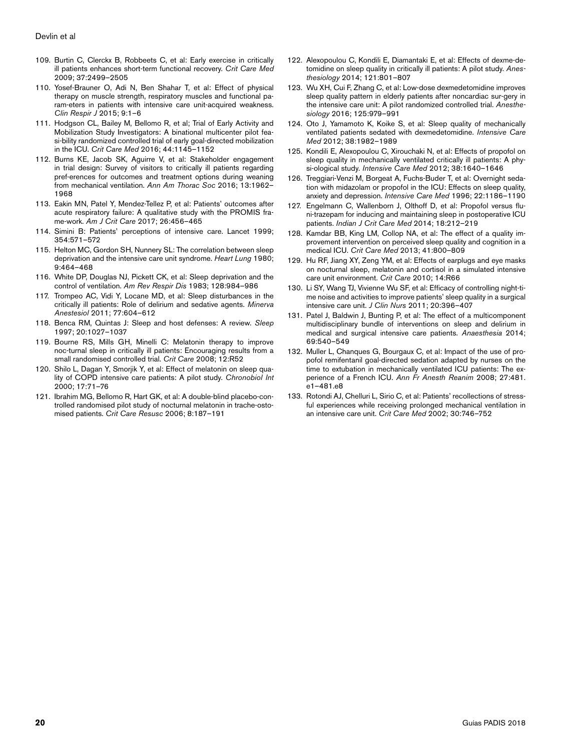109. Burtin C, Clerckx B, Robbeets C, et al: Early exercise in critically ill patients enhances short-term functional recovery. *Crit Care Med* 2009; 37:2499–2505
110. Yosef-Brauner O, Adi N, Ben Shahar T, et al: Effect of physical therapy on muscle strength, respiratory muscles and functional pa-ram-eters in patients with intensive care unit-acquired weakness. *Clin Respir J* 2015; 9:1–6
111. Hodgson CL, Bailey M, Bellomo R, et al; Trial of Early Activity and Mobilization Study Investigators: A binational multicenter pilot fea-si-bility randomized controlled trial of early goal-directed mobilization in the ICU. *Crit Care Med* 2016; 44:1145–1152
112. Burns KE, Jacob SK, Aguirre V, et al: Stakeholder engagement in trial design: Survey of visitors to critically ill patients regarding pref-erences for outcomes and treatment options during weaning from mechanical ventilation. *Ann Am Thorac Soc* 2016; 13:1962–1968
113. Eakin MN, Patel Y, Mendez-Tellez P, et al: Patients' outcomes after acute respiratory failure: A qualitative study with the PROMIS fra-me-work. *Am J Crit Care* 2017; 26:456–465
114. Simini B: Patients' perceptions of intensive care. Lancet 1999; 354:571–572
115. Helton MC, Gordon SH, Nunnery SL: The correlation between sleep deprivation and the intensive care unit syndrome. *Heart Lung* 1980; 9:464–468
116. White DP, Douglas NJ, Pickett CK, et al: Sleep deprivation and the control of ventilation. *Am Rev Respir Dis* 1983; 128:984–986
117. Trompeo AC, Vidi Y, Locane MD, et al: Sleep disturbances in the critically ill patients: Role of delirium and sedative agents. *Minerva Anestesiol* 2011; 77:604–612
118. Benca RM, Quintas J: Sleep and host defenses: A review. *Sleep* 1997; 20:1027–1037
119. Bourne RS, Mills GH, Minelli C: Melatonin therapy to improve noc-turnal sleep in critically ill patients: Encouraging results from a small randomised controlled trial. *Crit Care* 2008; 12:R52
120. Shilo L, Dagan Y, Smorjik Y, et al: Effect of melatonin on sleep qua-lity of COPD intensive care patients: A pilot study. *Chronobiol Int* 2000; 17:71–76
121. Ibrahim MG, Bellomo R, Hart GK, et al: A double-blind placebo-con-trolled randomised pilot study of nocturnal melatonin in trache-osto-mised patients. *Crit Care Resusc* 2006; 8:187–191
122. Alexopoulou C, Kondili E, Diamantaki E, et al: Effects of dexme-de-tomidine on sleep quality in critically ill patients: A pilot study. *Anes-thesiology* 2014; 121:801–807
123. Wu XH, Cui F, Zhang C, et al: Low-dose dexmedetomidine improves sleep quality pattern in elderly patients after noncardiac sur-gery in the intensive care unit: A pilot randomized controlled trial. *Anesthe-siology* 2016; 125:979–991
124. Oto J, Yamamoto K, Koike S, et al: Sleep quality of mechanically ventilated patients sedated with dexmedetomidine. *Intensive Care Med* 2012; 38:1982–1989
125. Kondili E, Alexopoulou C, Xirouchaki N, et al: Effects of propofol on sleep quality in mechanically ventilated critically ill patients: A phy-si-ological study. *Intensive Care Med* 2012; 38:1640–1646
126. Treggiari-Venzi M, Borgeat A, Fuchs-Buder T, et al: Overnight seda-tion with midazolam or propofol in the ICU: Effects on sleep quality, anxiety and depression. *Intensive Care Med* 1996; 22:1186–1190
127. Engelmann C, Wallenborn J, Olthoff D, et al: Propofol versus flu-ni-trazepam for inducing and maintaining sleep in postoperative ICU patients. *Indian J Crit Care Med* 2014; 18:212–219
128. Kamdar BB, King LM, Collop NA, et al: The effect of a quality im-provement intervention on perceived sleep quality and cognition in a medical ICU. *Crit Care Med* 2013; 41:800–809
129. Hu RF, Jiang XY, Zeng YM, et al: Effects of earplugs and eye masks on nocturnal sleep, melatonin and cortisol in a simulated intensive care unit environment. *Crit Care* 2010; 14:R66
130. Li SY, Wang TJ, Vivienne Wu SF, et al: Efficacy of controlling night-ti-me noise and activities to improve patients' sleep quality in a surgical intensive care unit. *J Clin Nurs* 2011; 20:396–407
131. Patel J, Baldwin J, Bunting P, et al: The effect of a multicomponent multidisciplinary bundle of interventions on sleep and delirium in medical and surgical intensive care patients. *Anaesthesia* 2014; 69:540–549
132. Muller L, Chanques G, Bourgaux C, et al: Impact of the use of pro-pofol remifentanil goal-directed sedation adapted by nurses on the time to extubation in mechanically ventilated ICU patients: The ex-perience of a French ICU. *Ann Fr Anesth Reanim* 2008; 27:481.e1–481.e8
133. Rotondi AJ, Chelluri L, Sirio C, et al: Patients' recollections of stress-ful experiences while receiving prolonged mechanical ventilation in an intensive care unit. *Crit Care Med* 2002; 30:746–752